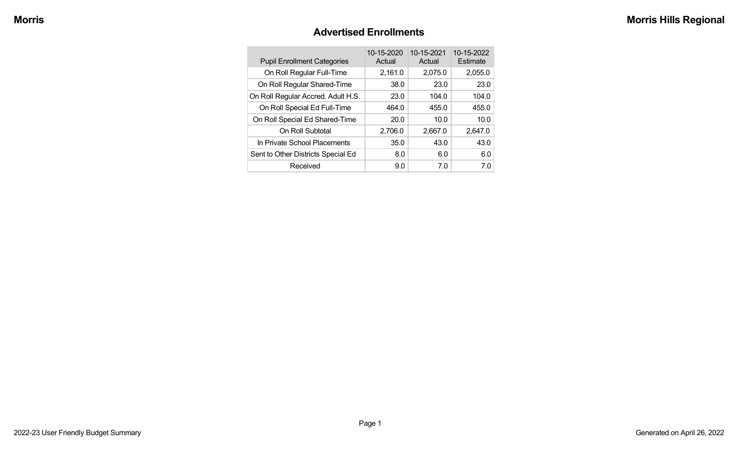# Advertised Enrollments

| Pupil Enrollment Categories | 10-15-2020 Actual | 10-15-2021 Actual | 10-15-2022 Estimate |
|---|---|---|---|
| On Roll Regular Full-Time | 2,161.0 | 2,075.0 | 2,055.0 |
| On Roll Regular Shared-Time | 38.0 | 23.0 | 23.0 |
| On Roll Regular Accred. Adult H.S. | 23.0 | 104.0 | 104.0 |
| On Roll Special Ed Full-Time | 464.0 | 455.0 | 455.0 |
| On Roll Special Ed Shared-Time | 20.0 | 10.0 | 10.0 |
| On Roll Subtotal | 2,706.0 | 2,667.0 | 2,647.0 |
| In Private School Placements | 35.0 | 43.0 | 43.0 |
| Sent to Other Districts Special Ed | 8.0 | 6.0 | 6.0 |
| Received | 9.0 | 7.0 | 7.0 |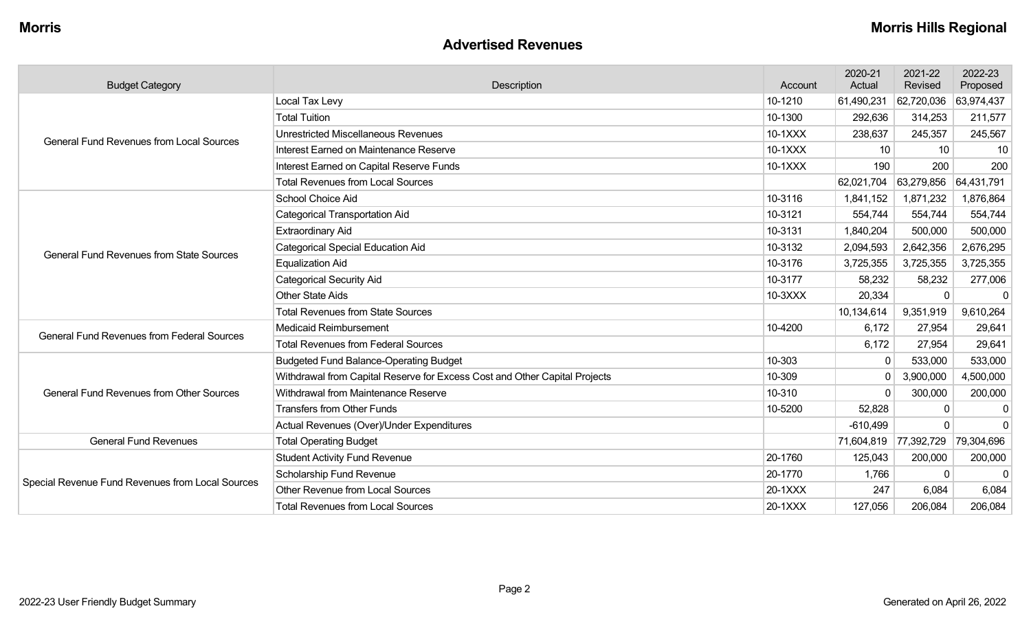**Morris** | **Morris Hills Regional**

## Advertised Revenues

| Budget Category | Description | Account | 2020-21 Actual | 2021-22 Revised | 2022-23 Proposed |
|---|---|---|---|---|---|
| General Fund Revenues from Local Sources | Local Tax Levy | 10-1210 | 61,490,231 | 62,720,036 | 63,974,437 |
| | Total Tuition | 10-1300 | 292,636 | 314,253 | 211,577 |
| | Unrestricted Miscellaneous Revenues | 10-1XXX | 238,637 | 245,357 | 245,567 |
| | Interest Earned on Maintenance Reserve | 10-1XXX | 10 | 10 | 10 |
| | Interest Earned on Capital Reserve Funds | 10-1XXX | 190 | 200 | 200 |
| | Total Revenues from Local Sources | | 62,021,704 | 63,279,856 | 64,431,791 |
| General Fund Revenues from State Sources | School Choice Aid | 10-3116 | 1,841,152 | 1,871,232 | 1,876,864 |
| | Categorical Transportation Aid | 10-3121 | 554,744 | 554,744 | 554,744 |
| | Extraordinary Aid | 10-3131 | 1,840,204 | 500,000 | 500,000 |
| | Categorical Special Education Aid | 10-3132 | 2,094,593 | 2,642,356 | 2,676,295 |
| | Equalization Aid | 10-3176 | 3,725,355 | 3,725,355 | 3,725,355 |
| | Categorical Security Aid | 10-3177 | 58,232 | 58,232 | 277,006 |
| | Other State Aids | 10-3XXX | 20,334 | 0 | 0 |
| | Total Revenues from State Sources | | 10,134,614 | 9,351,919 | 9,610,264 |
| General Fund Revenues from Federal Sources | Medicaid Reimbursement | 10-4200 | 6,172 | 27,954 | 29,641 |
| | Total Revenues from Federal Sources | | 6,172 | 27,954 | 29,641 |
| General Fund Revenues from Other Sources | Budgeted Fund Balance-Operating Budget | 10-303 | 0 | 533,000 | 533,000 |
| | Withdrawal from Capital Reserve for Excess Cost and Other Capital Projects | 10-309 | 0 | 3,900,000 | 4,500,000 |
| | Withdrawal from Maintenance Reserve | 10-310 | 0 | 300,000 | 200,000 |
| | Transfers from Other Funds | 10-5200 | 52,828 | 0 | 0 |
| | Actual Revenues (Over)/Under Expenditures | | -610,499 | 0 | 0 |
| General Fund Revenues | Total Operating Budget | | 71,604,819 | 77,392,729 | 79,304,696 |
| Special Revenue Fund Revenues from Local Sources | Student Activity Fund Revenue | 20-1760 | 125,043 | 200,000 | 200,000 |
| | Scholarship Fund Revenue | 20-1770 | 1,766 | 0 | 0 |
| | Other Revenue from Local Sources | 20-1XXX | 247 | 6,084 | 6,084 |
| | Total Revenues from Local Sources | 20-1XXX | 127,056 | 206,084 | 206,084 |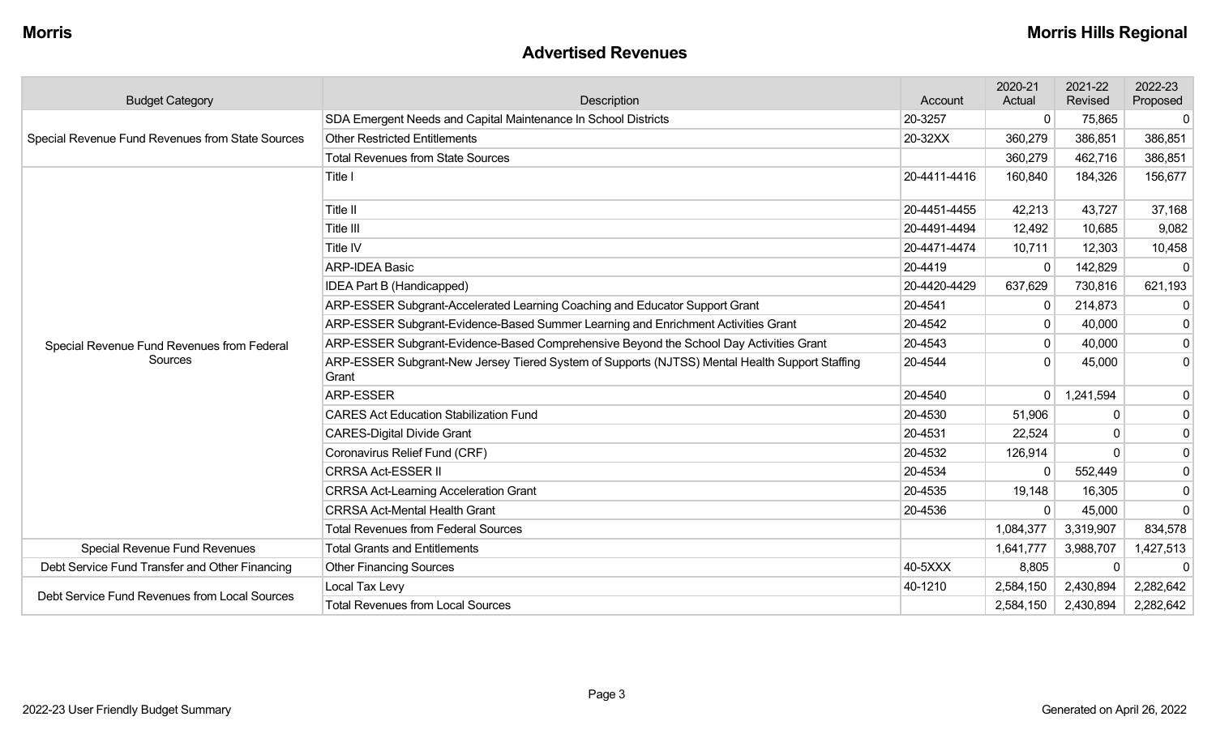## Advertised Revenues

| Budget Category | Description | Account | 2020-21 Actual | 2021-22 Revised | 2022-23 Proposed |
| --- | --- | --- | --- | --- | --- |
| Special Revenue Fund Revenues from State Sources | SDA Emergent Needs and Capital Maintenance In School Districts | 20-3257 | 0 | 75,865 | 0 |
| | Other Restricted Entitlements | 20-32XX | 360,279 | 386,851 | 386,851 |
| | Total Revenues from State Sources | | 360,279 | 462,716 | 386,851 |
| Special Revenue Fund Revenues from Federal Sources | Title I | 20-4411-4416 | 160,840 | 184,326 | 156,677 |
| | Title II | 20-4451-4455 | 42,213 | 43,727 | 37,168 |
| | Title III | 20-4491-4494 | 12,492 | 10,685 | 9,082 |
| | Title IV | 20-4471-4474 | 10,711 | 12,303 | 10,458 |
| | ARP-IDEA Basic | 20-4419 | 0 | 142,829 | 0 |
| | IDEA Part B (Handicapped) | 20-4420-4429 | 637,629 | 730,816 | 621,193 |
| | ARP-ESSER Subgrant-Accelerated Learning Coaching and Educator Support Grant | 20-4541 | 0 | 214,873 | 0 |
| | ARP-ESSER Subgrant-Evidence-Based Summer Learning and Enrichment Activities Grant | 20-4542 | 0 | 40,000 | 0 |
| | ARP-ESSER Subgrant-Evidence-Based Comprehensive Beyond the School Day Activities Grant | 20-4543 | 0 | 40,000 | 0 |
| | ARP-ESSER Subgrant-New Jersey Tiered System of Supports (NJTSS) Mental Health Support Staffing Grant | 20-4544 | 0 | 45,000 | 0 |
| | ARP-ESSER | 20-4540 | 0 | 1,241,594 | 0 |
| | CARES Act Education Stabilization Fund | 20-4530 | 51,906 | 0 | 0 |
| | CARES-Digital Divide Grant | 20-4531 | 22,524 | 0 | 0 |
| | Coronavirus Relief Fund (CRF) | 20-4532 | 126,914 | 0 | 0 |
| | CRRSA Act-ESSER II | 20-4534 | 0 | 552,449 | 0 |
| | CRRSA Act-Learning Acceleration Grant | 20-4535 | 19,148 | 16,305 | 0 |
| | CRRSA Act-Mental Health Grant | 20-4536 | 0 | 45,000 | 0 |
| | Total Revenues from Federal Sources | | 1,084,377 | 3,319,907 | 834,578 |
| Special Revenue Fund Revenues | Total Grants and Entitlements | | 1,641,777 | 3,988,707 | 1,427,513 |
| Debt Service Fund Transfer and Other Financing | Other Financing Sources | 40-5XXX | 8,805 | 0 | 0 |
| Debt Service Fund Revenues from Local Sources | Local Tax Levy | 40-1210 | 2,584,150 | 2,430,894 | 2,282,642 |
| | Total Revenues from Local Sources | | 2,584,150 | 2,430,894 | 2,282,642 |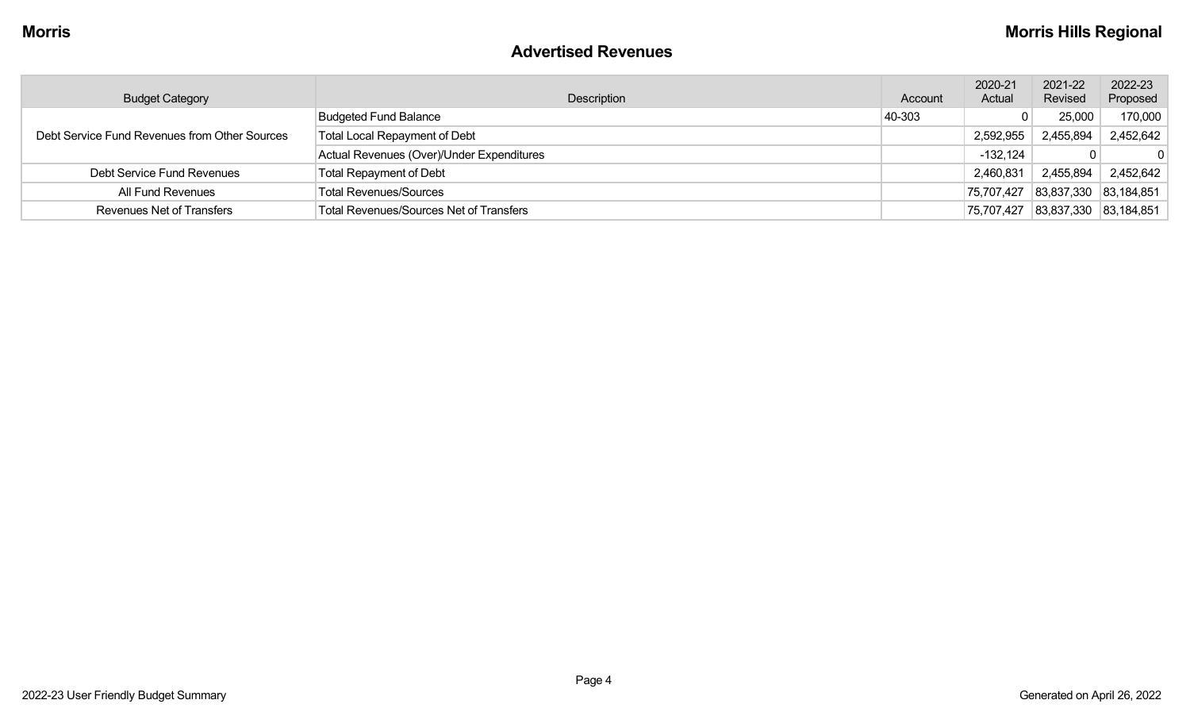## Advertised Revenues

| Budget Category | Description | Account | 2020-21 Actual | 2021-22 Revised | 2022-23 Proposed |
|---|---|---|---|---|---|
| Debt Service Fund Revenues from Other Sources | Budgeted Fund Balance | 40-303 | 0 | 25,000 | 170,000 |
| | Total Local Repayment of Debt | | 2,592,955 | 2,455,894 | 2,452,642 |
| | Actual Revenues (Over)/Under Expenditures | | -132,124 | 0 | 0 |
| Debt Service Fund Revenues | Total Repayment of Debt | | 2,460,831 | 2,455,894 | 2,452,642 |
| All Fund Revenues | Total Revenues/Sources | | 75,707,427 | 83,837,330 | 83,184,851 |
| Revenues Net of Transfers | Total Revenues/Sources Net of Transfers | | 75,707,427 | 83,837,330 | 83,184,851 |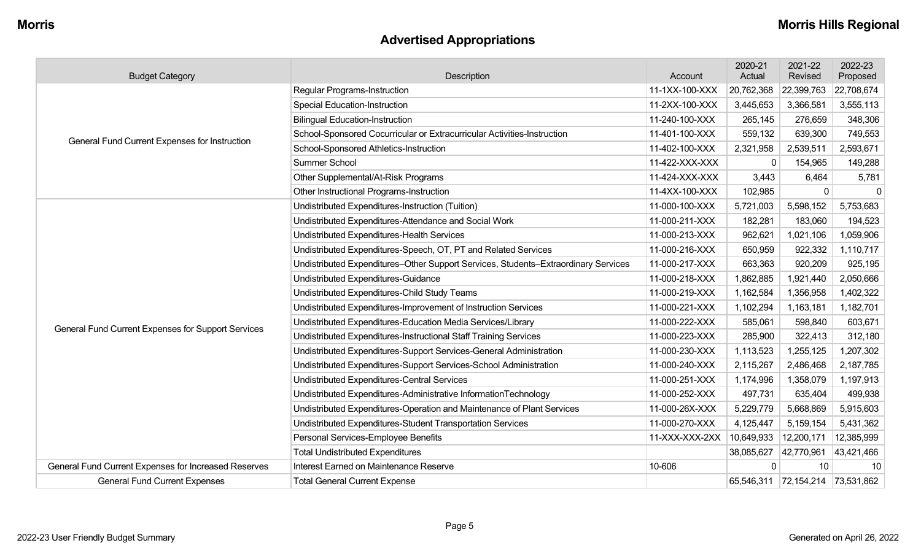# Advertised Appropriations

| Budget Category | Description | Account | 2020-21 Actual | 2021-22 Revised | 2022-23 Proposed |
|---|---|---|---|---|---|
| General Fund Current Expenses for Instruction | Regular Programs-Instruction | 11-1XX-100-XXX | 20,762,368 | 22,399,763 | 22,708,674 |
| | Special Education-Instruction | 11-2XX-100-XXX | 3,445,653 | 3,366,581 | 3,555,113 |
| | Bilingual Education-Instruction | 11-240-100-XXX | 265,145 | 276,659 | 348,306 |
| | School-Sponsored Cocurricular or Extracurricular Activities-Instruction | 11-401-100-XXX | 559,132 | 639,300 | 749,553 |
| | School-Sponsored Athletics-Instruction | 11-402-100-XXX | 2,321,958 | 2,539,511 | 2,593,671 |
| | Summer School | 11-422-XXX-XXX | 0 | 154,965 | 149,288 |
| | Other Supplemental/At-Risk Programs | 11-424-XXX-XXX | 3,443 | 6,464 | 5,781 |
| | Other Instructional Programs-Instruction | 11-4XX-100-XXX | 102,985 | 0 | 0 |
| General Fund Current Expenses for Support Services | Undistributed Expenditures-Instruction (Tuition) | 11-000-100-XXX | 5,721,003 | 5,598,152 | 5,753,683 |
| | Undistributed Expenditures-Attendance and Social Work | 11-000-211-XXX | 182,281 | 183,060 | 194,523 |
| | Undistributed Expenditures-Health Services | 11-000-213-XXX | 962,621 | 1,021,106 | 1,059,906 |
| | Undistributed Expenditures-Speech, OT, PT and Related Services | 11-000-216-XXX | 650,959 | 922,332 | 1,110,717 |
| | Undistributed Expenditures–Other Support Services, Students–Extraordinary Services | 11-000-217-XXX | 663,363 | 920,209 | 925,195 |
| | Undistributed Expenditures-Guidance | 11-000-218-XXX | 1,862,885 | 1,921,440 | 2,050,666 |
| | Undistributed Expenditures-Child Study Teams | 11-000-219-XXX | 1,162,584 | 1,356,958 | 1,402,322 |
| | Undistributed Expenditures-Improvement of Instruction Services | 11-000-221-XXX | 1,102,294 | 1,163,181 | 1,182,701 |
| | Undistributed Expenditures-Education Media Services/Library | 11-000-222-XXX | 585,061 | 598,840 | 603,671 |
| | Undistributed Expenditures-Instructional Staff Training Services | 11-000-223-XXX | 285,900 | 322,413 | 312,180 |
| | Undistributed Expenditures-Support Services-General Administration | 11-000-230-XXX | 1,113,523 | 1,255,125 | 1,207,302 |
| | Undistributed Expenditures-Support Services-School Administration | 11-000-240-XXX | 2,115,267 | 2,486,468 | 2,187,785 |
| | Undistributed Expenditures-Central Services | 11-000-251-XXX | 1,174,996 | 1,358,079 | 1,197,913 |
| | Undistributed Expenditures-Administrative InformationTechnology | 11-000-252-XXX | 497,731 | 635,404 | 499,938 |
| | Undistributed Expenditures-Operation and Maintenance of Plant Services | 11-000-26X-XXX | 5,229,779 | 5,668,869 | 5,915,603 |
| | Undistributed Expenditures-Student Transportation Services | 11-000-270-XXX | 4,125,447 | 5,159,154 | 5,431,362 |
| | Personal Services-Employee Benefits | 11-XXX-XXX-2XX | 10,649,933 | 12,200,171 | 12,385,999 |
| | Total Undistributed Expenditures | | 38,085,627 | 42,770,961 | 43,421,466 |
| General Fund Current Expenses for Increased Reserves | Interest Earned on Maintenance Reserve | 10-606 | 0 | 10 | 10 |
| General Fund Current Expenses | Total General Current Expense | | 65,546,311 | 72,154,214 | 73,531,862 |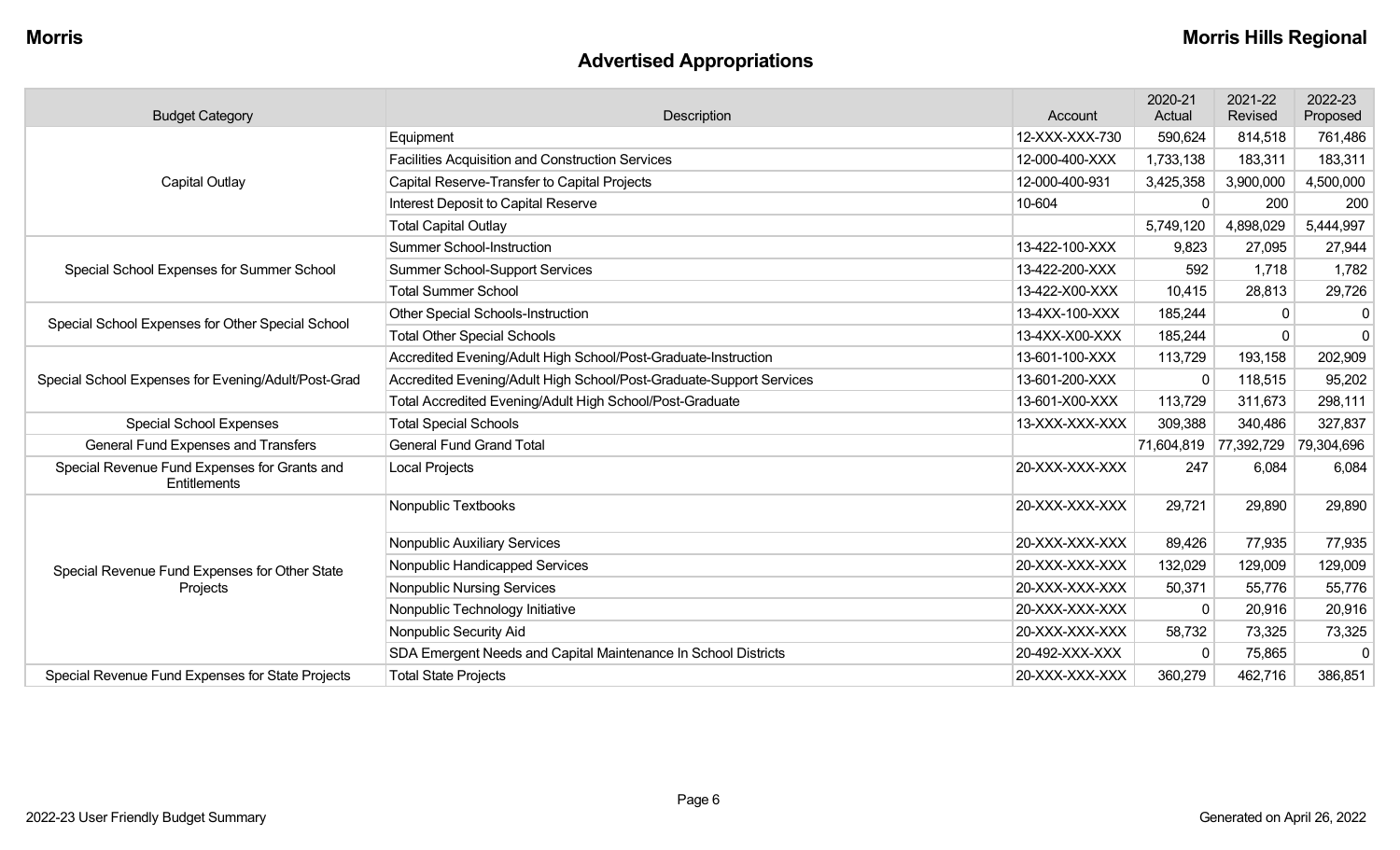## Advertised Appropriations

| Budget Category | Description | Account | 2020-21 Actual | 2021-22 Revised | 2022-23 Proposed |
|---|---|---|---|---|---|
| Capital Outlay | Equipment | 12-XXX-XXX-730 | 590,624 | 814,518 | 761,486 |
| | Facilities Acquisition and Construction Services | 12-000-400-XXX | 1,733,138 | 183,311 | 183,311 |
| | Capital Reserve-Transfer to Capital Projects | 12-000-400-931 | 3,425,358 | 3,900,000 | 4,500,000 |
| | Interest Deposit to Capital Reserve | 10-604 | 0 | 200 | 200 |
| | Total Capital Outlay | | 5,749,120 | 4,898,029 | 5,444,997 |
| Special School Expenses for Summer School | Summer School-Instruction | 13-422-100-XXX | 9,823 | 27,095 | 27,944 |
| | Summer School-Support Services | 13-422-200-XXX | 592 | 1,718 | 1,782 |
| | Total Summer School | 13-422-X00-XXX | 10,415 | 28,813 | 29,726 |
| Special School Expenses for Other Special School | Other Special Schools-Instruction | 13-4XX-100-XXX | 185,244 | 0 | 0 |
| | Total Other Special Schools | 13-4XX-X00-XXX | 185,244 | 0 | 0 |
| Special School Expenses for Evening/Adult/Post-Grad | Accredited Evening/Adult High School/Post-Graduate-Instruction | 13-601-100-XXX | 113,729 | 193,158 | 202,909 |
| | Accredited Evening/Adult High School/Post-Graduate-Support Services | 13-601-200-XXX | 0 | 118,515 | 95,202 |
| | Total Accredited Evening/Adult High School/Post-Graduate | 13-601-X00-XXX | 113,729 | 311,673 | 298,111 |
| Special School Expenses | Total Special Schools | 13-XXX-XXX-XXX | 309,388 | 340,486 | 327,837 |
| General Fund Expenses and Transfers | General Fund Grand Total | | 71,604,819 | 77,392,729 | 79,304,696 |
| Special Revenue Fund Expenses for Grants and Entitlements | Local Projects | 20-XXX-XXX-XXX | 247 | 6,084 | 6,084 |
| Special Revenue Fund Expenses for Other State Projects | Nonpublic Textbooks | 20-XXX-XXX-XXX | 29,721 | 29,890 | 29,890 |
| | Nonpublic Auxiliary Services | 20-XXX-XXX-XXX | 89,426 | 77,935 | 77,935 |
| | Nonpublic Handicapped Services | 20-XXX-XXX-XXX | 132,029 | 129,009 | 129,009 |
| | Nonpublic Nursing Services | 20-XXX-XXX-XXX | 50,371 | 55,776 | 55,776 |
| | Nonpublic Technology Initiative | 20-XXX-XXX-XXX | 0 | 20,916 | 20,916 |
| | Nonpublic Security Aid | 20-XXX-XXX-XXX | 58,732 | 73,325 | 73,325 |
| | SDA Emergent Needs and Capital Maintenance In School Districts | 20-492-XXX-XXX | 0 | 75,865 | 0 |
| Special Revenue Fund Expenses for State Projects | Total State Projects | 20-XXX-XXX-XXX | 360,279 | 462,716 | 386,851 |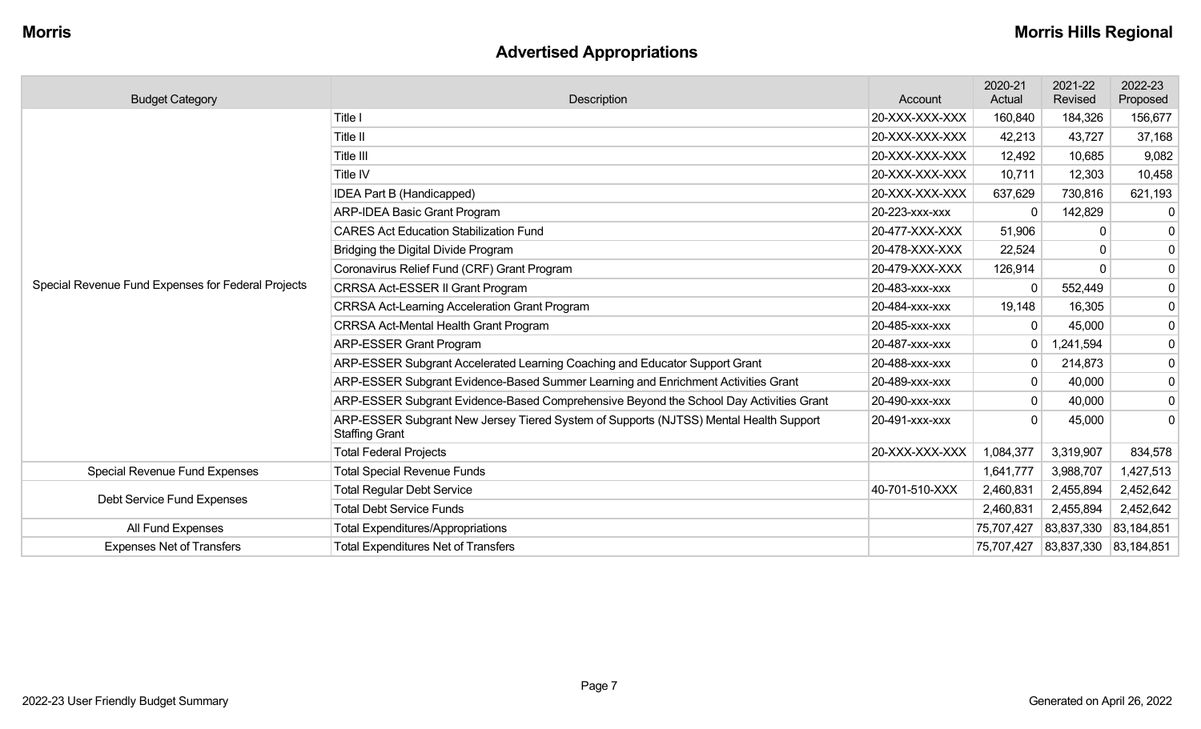## Advertised Appropriations

| Budget Category | Description | Account | 2020-21 Actual | 2021-22 Revised | 2022-23 Proposed |
|---|---|---|---|---|---|
| Special Revenue Fund Expenses for Federal Projects | Title I | 20-XXX-XXX-XXX | 160,840 | 184,326 | 156,677 |
| | Title II | 20-XXX-XXX-XXX | 42,213 | 43,727 | 37,168 |
| | Title III | 20-XXX-XXX-XXX | 12,492 | 10,685 | 9,082 |
| | Title IV | 20-XXX-XXX-XXX | 10,711 | 12,303 | 10,458 |
| | IDEA Part B (Handicapped) | 20-XXX-XXX-XXX | 637,629 | 730,816 | 621,193 |
| | ARP-IDEA Basic Grant Program | 20-223-xxx-xxx | 0 | 142,829 | 0 |
| | CARES Act Education Stabilization Fund | 20-477-XXX-XXX | 51,906 | 0 | 0 |
| | Bridging the Digital Divide Program | 20-478-XXX-XXX | 22,524 | 0 | 0 |
| | Coronavirus Relief Fund (CRF) Grant Program | 20-479-XXX-XXX | 126,914 | 0 | 0 |
| | CRRSA Act-ESSER II Grant Program | 20-483-xxx-xxx | 0 | 552,449 | 0 |
| | CRRSA Act-Learning Acceleration Grant Program | 20-484-xxx-xxx | 19,148 | 16,305 | 0 |
| | CRRSA Act-Mental Health Grant Program | 20-485-xxx-xxx | 0 | 45,000 | 0 |
| | ARP-ESSER Grant Program | 20-487-xxx-xxx | 0 | 1,241,594 | 0 |
| | ARP-ESSER Subgrant Accelerated Learning Coaching and Educator Support Grant | 20-488-xxx-xxx | 0 | 214,873 | 0 |
| | ARP-ESSER Subgrant Evidence-Based Summer Learning and Enrichment Activities Grant | 20-489-xxx-xxx | 0 | 40,000 | 0 |
| | ARP-ESSER Subgrant Evidence-Based Comprehensive Beyond the School Day Activities Grant | 20-490-xxx-xxx | 0 | 40,000 | 0 |
| | ARP-ESSER Subgrant New Jersey Tiered System of Supports (NJTSS) Mental Health Support Staffing Grant | 20-491-xxx-xxx | 0 | 45,000 | 0 |
| | Total Federal Projects | 20-XXX-XXX-XXX | 1,084,377 | 3,319,907 | 834,578 |
| Special Revenue Fund Expenses | Total Special Revenue Funds | | 1,641,777 | 3,988,707 | 1,427,513 |
| Debt Service Fund Expenses | Total Regular Debt Service | 40-701-510-XXX | 2,460,831 | 2,455,894 | 2,452,642 |
| | Total Debt Service Funds | | 2,460,831 | 2,455,894 | 2,452,642 |
| All Fund Expenses | Total Expenditures/Appropriations | | 75,707,427 | 83,837,330 | 83,184,851 |
| Expenses Net of Transfers | Total Expenditures Net of Transfers | | 75,707,427 | 83,837,330 | 83,184,851 |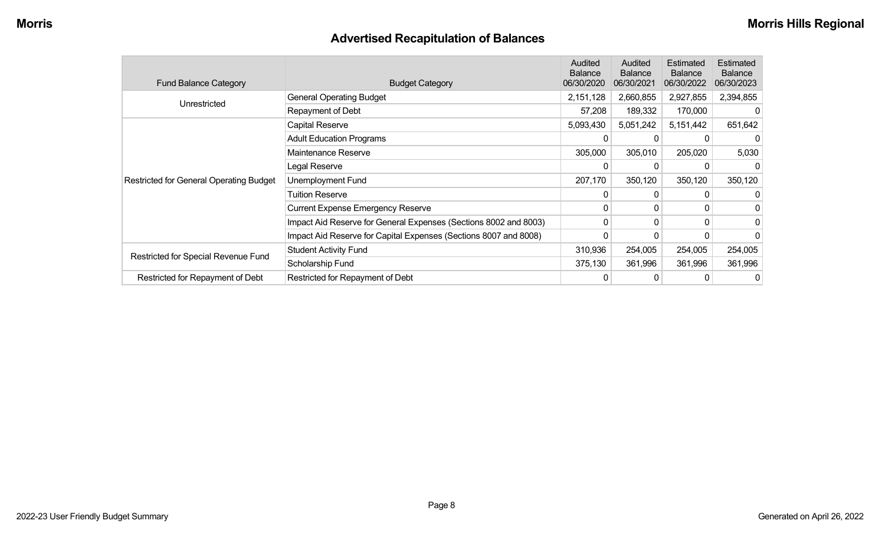# Advertised Recapitulation of Balances

| Fund Balance Category | Budget Category | Audited Balance 06/30/2020 | Audited Balance 06/30/2021 | Estimated Balance 06/30/2022 | Estimated Balance 06/30/2023 |
|---|---|---|---|---|---|
| Unrestricted | General Operating Budget | 2,151,128 | 2,660,855 | 2,927,855 | 2,394,855 |
| | Repayment of Debt | 57,208 | 189,332 | 170,000 | 0 |
| Restricted for General Operating Budget | Capital Reserve | 5,093,430 | 5,051,242 | 5,151,442 | 651,642 |
| | Adult Education Programs | 0 | 0 | 0 | 0 |
| | Maintenance Reserve | 305,000 | 305,010 | 205,020 | 5,030 |
| | Legal Reserve | 0 | 0 | 0 | 0 |
| | Unemployment Fund | 207,170 | 350,120 | 350,120 | 350,120 |
| | Tuition Reserve | 0 | 0 | 0 | 0 |
| | Current Expense Emergency Reserve | 0 | 0 | 0 | 0 |
| | Impact Aid Reserve for General Expenses (Sections 8002 and 8003) | 0 | 0 | 0 | 0 |
| | Impact Aid Reserve for Capital Expenses (Sections 8007 and 8008) | 0 | 0 | 0 | 0 |
| Restricted for Special Revenue Fund | Student Activity Fund | 310,936 | 254,005 | 254,005 | 254,005 |
| | Scholarship Fund | 375,130 | 361,996 | 361,996 | 361,996 |
| Restricted for Repayment of Debt | Restricted for Repayment of Debt | 0 | 0 | 0 | 0 |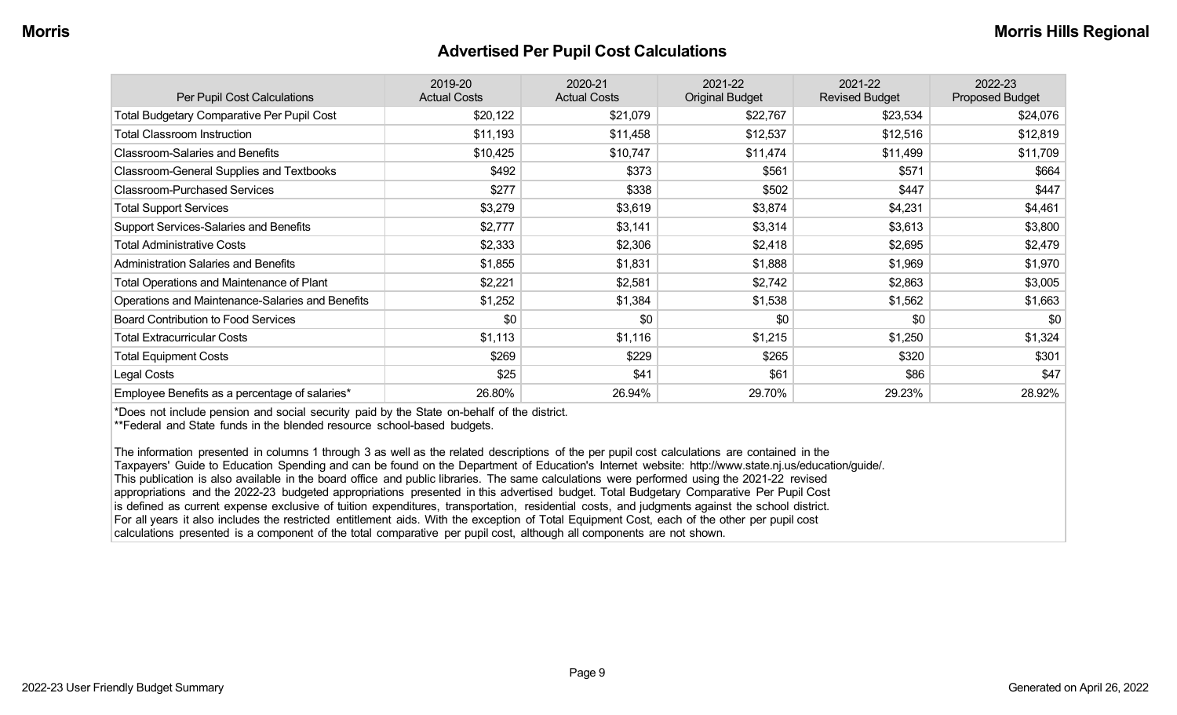# Advertised Per Pupil Cost Calculations

| Per Pupil Cost Calculations | 2019-20 Actual Costs | 2020-21 Actual Costs | 2021-22 Original Budget | 2021-22 Revised Budget | 2022-23 Proposed Budget |
|---|---|---|---|---|---|
| Total Budgetary Comparative Per Pupil Cost | $20,122 | $21,079 | $22,767 | $23,534 | $24,076 |
| Total Classroom Instruction | $11,193 | $11,458 | $12,537 | $12,516 | $12,819 |
| Classroom-Salaries and Benefits | $10,425 | $10,747 | $11,474 | $11,499 | $11,709 |
| Classroom-General Supplies and Textbooks | $492 | $373 | $561 | $571 | $664 |
| Classroom-Purchased Services | $277 | $338 | $502 | $447 | $447 |
| Total Support Services | $3,279 | $3,619 | $3,874 | $4,231 | $4,461 |
| Support Services-Salaries and Benefits | $2,777 | $3,141 | $3,314 | $3,613 | $3,800 |
| Total Administrative Costs | $2,333 | $2,306 | $2,418 | $2,695 | $2,479 |
| Administration Salaries and Benefits | $1,855 | $1,831 | $1,888 | $1,969 | $1,970 |
| Total Operations and Maintenance of Plant | $2,221 | $2,581 | $2,742 | $2,863 | $3,005 |
| Operations and Maintenance-Salaries and Benefits | $1,252 | $1,384 | $1,538 | $1,562 | $1,663 |
| Board Contribution to Food Services | $0 | $0 | $0 | $0 | $0 |
| Total Extracurricular Costs | $1,113 | $1,116 | $1,215 | $1,250 | $1,324 |
| Total Equipment Costs | $269 | $229 | $265 | $320 | $301 |
| Legal Costs | $25 | $41 | $61 | $86 | $47 |
| Employee Benefits as a percentage of salaries* | 26.80% | 26.94% | 29.70% | 29.23% | 28.92% |

*Does not include pension and social security paid by the State on-behalf of the district.
**Federal and State funds in the blended resource school-based budgets.

The information presented in columns 1 through 3 as well as the related descriptions of the per pupil cost calculations are contained in the Taxpayers' Guide to Education Spending and can be found on the Department of Education's Internet website: http://www.state.nj.us/education/guide/. This publication is also available in the board office and public libraries. The same calculations were performed using the 2021-22 revised appropriations and the 2022-23 budgeted appropriations presented in this advertised budget. Total Budgetary Comparative Per Pupil Cost is defined as current expense exclusive of tuition expenditures, transportation, residential costs, and judgments against the school district. For all years it also includes the restricted entitlement aids. With the exception of Total Equipment Cost, each of the other per pupil cost calculations presented is a component of the total comparative per pupil cost, although all components are not shown.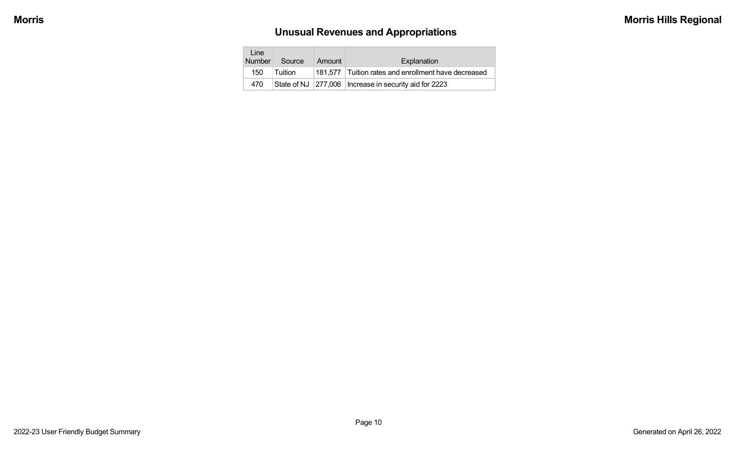## Unusual Revenues and Appropriations

| Line Number | Source | Amount | Explanation |
|---|---|---|---|
| 150 | Tuition | 181,577 | Tuition rates and enrollment have decreased |
| 470 | State of NJ | 277,006 | Increase in security aid for 2223 |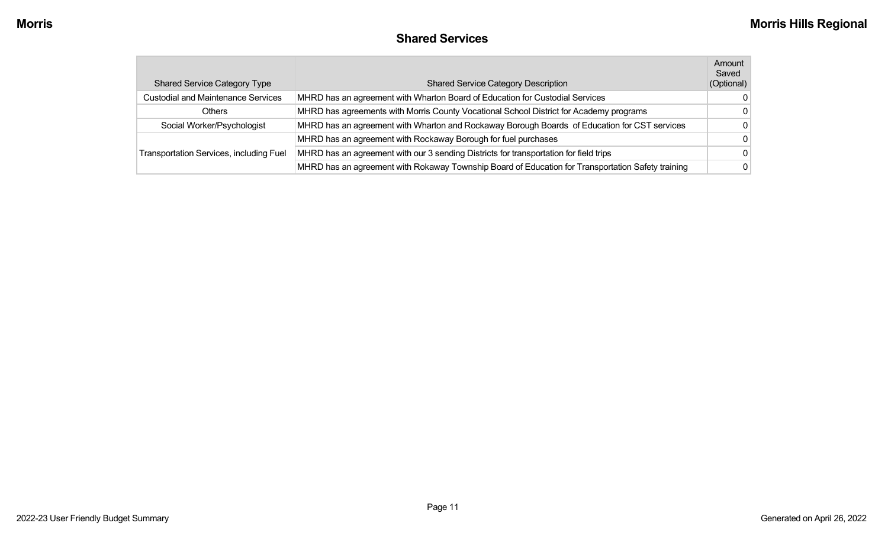## Shared Services

| Shared Service Category Type | Shared Service Category Description | Amount Saved (Optional) |
|---|---|---|
| Custodial and Maintenance Services | MHRD has an agreement with Wharton Board of Education for Custodial Services | 0 |
| Others | MHRD has agreements with Morris County Vocational School District for Academy programs | 0 |
| Social Worker/Psychologist | MHRD has an agreement with Wharton and Rockaway Borough Boards of Education for CST services | 0 |
| Transportation Services, including Fuel | MHRD has an agreement with Rockaway Borough for fuel purchases | 0 |
| | MHRD has an agreement with our 3 sending Districts for transportation for field trips | 0 |
| | MHRD has an agreement with Rokaway Township Board of Education for Transportation Safety training | 0 |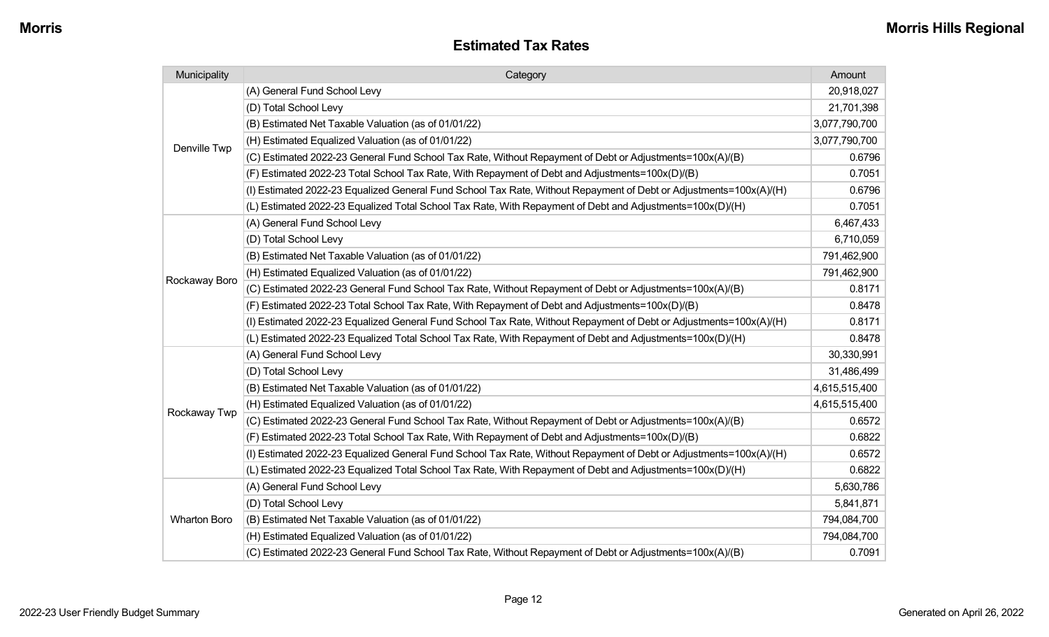## Estimated Tax Rates

| Municipality | Category | Amount |
|---|---|---|
| Denville Twp | (A) General Fund School Levy | 20,918,027 |
| | (D) Total School Levy | 21,701,398 |
| | (B) Estimated Net Taxable Valuation (as of 01/01/22) | 3,077,790,700 |
| | (H) Estimated Equalized Valuation (as of 01/01/22) | 3,077,790,700 |
| | (C) Estimated 2022-23 General Fund School Tax Rate, Without Repayment of Debt or Adjustments=100x(A)/(B) | 0.6796 |
| | (F) Estimated 2022-23 Total School Tax Rate, With Repayment of Debt and Adjustments=100x(D)/(B) | 0.7051 |
| | (I) Estimated 2022-23 Equalized General Fund School Tax Rate, Without Repayment of Debt or Adjustments=100x(A)/(H) | 0.6796 |
| | (L) Estimated 2022-23 Equalized Total School Tax Rate, With Repayment of Debt and Adjustments=100x(D)/(H) | 0.7051 |
| Rockaway Boro | (A) General Fund School Levy | 6,467,433 |
| | (D) Total School Levy | 6,710,059 |
| | (B) Estimated Net Taxable Valuation (as of 01/01/22) | 791,462,900 |
| | (H) Estimated Equalized Valuation (as of 01/01/22) | 791,462,900 |
| | (C) Estimated 2022-23 General Fund School Tax Rate, Without Repayment of Debt or Adjustments=100x(A)/(B) | 0.8171 |
| | (F) Estimated 2022-23 Total School Tax Rate, With Repayment of Debt and Adjustments=100x(D)/(B) | 0.8478 |
| | (I) Estimated 2022-23 Equalized General Fund School Tax Rate, Without Repayment of Debt or Adjustments=100x(A)/(H) | 0.8171 |
| | (L) Estimated 2022-23 Equalized Total School Tax Rate, With Repayment of Debt and Adjustments=100x(D)/(H) | 0.8478 |
| Rockaway Twp | (A) General Fund School Levy | 30,330,991 |
| | (D) Total School Levy | 31,486,499 |
| | (B) Estimated Net Taxable Valuation (as of 01/01/22) | 4,615,515,400 |
| | (H) Estimated Equalized Valuation (as of 01/01/22) | 4,615,515,400 |
| | (C) Estimated 2022-23 General Fund School Tax Rate, Without Repayment of Debt or Adjustments=100x(A)/(B) | 0.6572 |
| | (F) Estimated 2022-23 Total School Tax Rate, With Repayment of Debt and Adjustments=100x(D)/(B) | 0.6822 |
| | (I) Estimated 2022-23 Equalized General Fund School Tax Rate, Without Repayment of Debt or Adjustments=100x(A)/(H) | 0.6572 |
| | (L) Estimated 2022-23 Equalized Total School Tax Rate, With Repayment of Debt and Adjustments=100x(D)/(H) | 0.6822 |
| Wharton Boro | (A) General Fund School Levy | 5,630,786 |
| | (D) Total School Levy | 5,841,871 |
| | (B) Estimated Net Taxable Valuation (as of 01/01/22) | 794,084,700 |
| | (H) Estimated Equalized Valuation (as of 01/01/22) | 794,084,700 |
| | (C) Estimated 2022-23 General Fund School Tax Rate, Without Repayment of Debt or Adjustments=100x(A)/(B) | 0.7091 |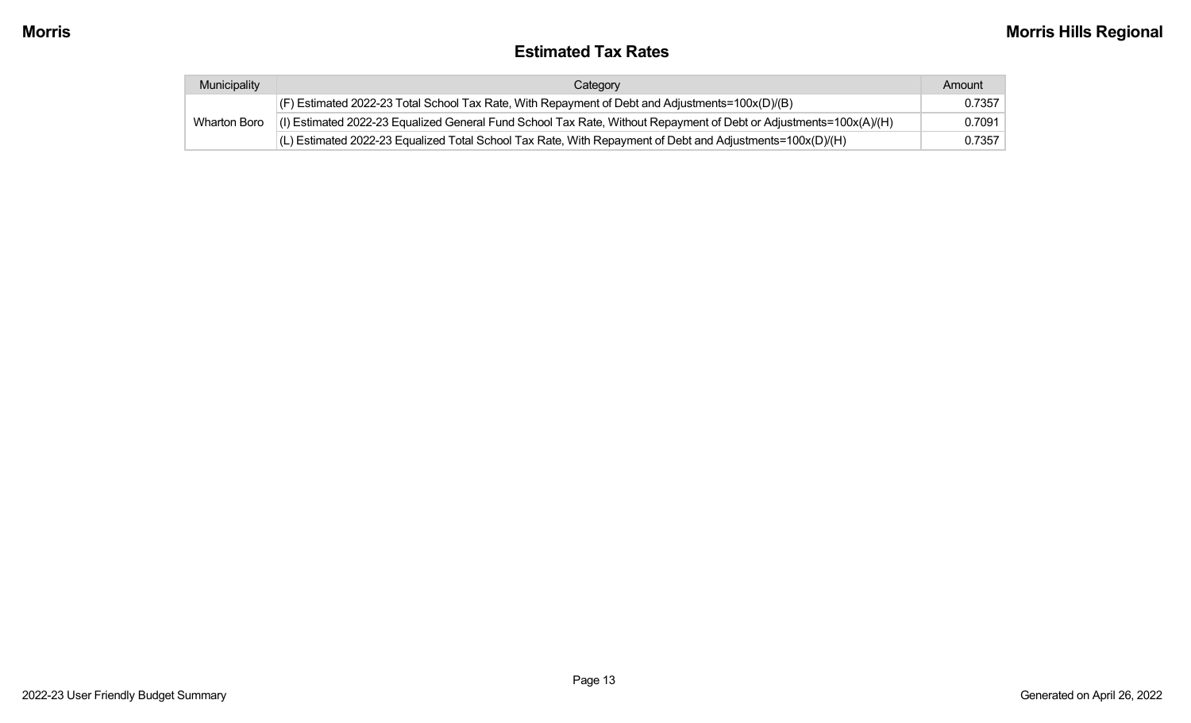## Estimated Tax Rates

| Municipality | Category | Amount |
|---|---|---|
| Wharton Boro | (F) Estimated 2022-23 Total School Tax Rate, With Repayment of Debt and Adjustments=100x(D)/(B) | 0.7357 |
| | (I) Estimated 2022-23 Equalized General Fund School Tax Rate, Without Repayment of Debt or Adjustments=100x(A)/(H) | 0.7091 |
| | (L) Estimated 2022-23 Equalized Total School Tax Rate, With Repayment of Debt and Adjustments=100x(D)/(H) | 0.7357 |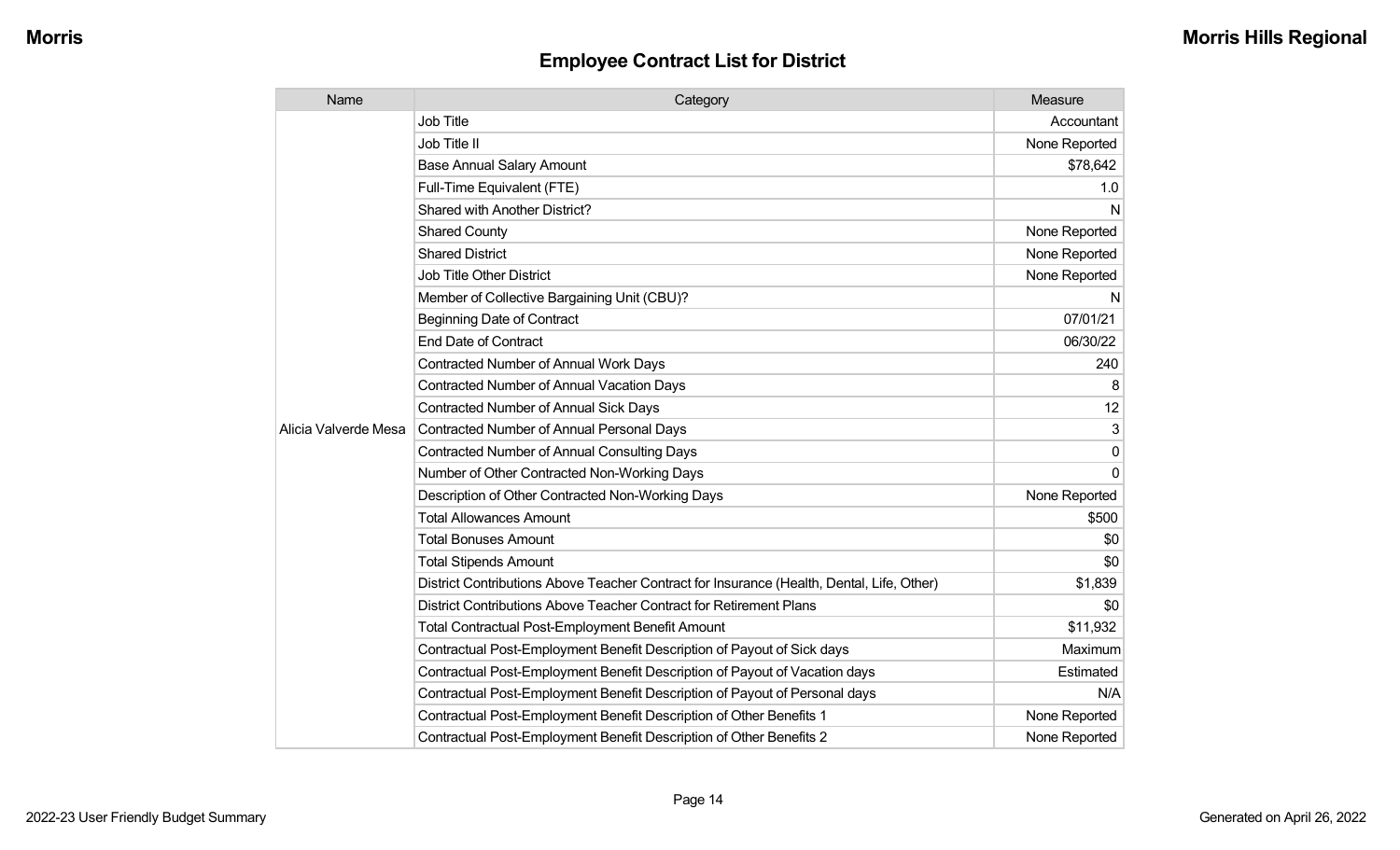## Employee Contract List for District

| Name | Category | Measure |
|---|---|---|
| Alicia Valverde Mesa | Job Title | Accountant |
| | Job Title II | None Reported |
| | Base Annual Salary Amount | $78,642 |
| | Full-Time Equivalent (FTE) | 1.0 |
| | Shared with Another District? | N |
| | Shared County | None Reported |
| | Shared District | None Reported |
| | Job Title Other District | None Reported |
| | Member of Collective Bargaining Unit (CBU)? | N |
| | Beginning Date of Contract | 07/01/21 |
| | End Date of Contract | 06/30/22 |
| | Contracted Number of Annual Work Days | 240 |
| | Contracted Number of Annual Vacation Days | 8 |
| | Contracted Number of Annual Sick Days | 12 |
| | Contracted Number of Annual Personal Days | 3 |
| | Contracted Number of Annual Consulting Days | 0 |
| | Number of Other Contracted Non-Working Days | 0 |
| | Description of Other Contracted Non-Working Days | None Reported |
| | Total Allowances Amount | $500 |
| | Total Bonuses Amount | $0 |
| | Total Stipends Amount | $0 |
| | District Contributions Above Teacher Contract for Insurance (Health, Dental, Life, Other) | $1,839 |
| | District Contributions Above Teacher Contract for Retirement Plans | $0 |
| | Total Contractual Post-Employment Benefit Amount | $11,932 |
| | Contractual Post-Employment Benefit Description of Payout of Sick days | Maximum |
| | Contractual Post-Employment Benefit Description of Payout of Vacation days | Estimated |
| | Contractual Post-Employment Benefit Description of Payout of Personal days | N/A |
| | Contractual Post-Employment Benefit Description of Other Benefits 1 | None Reported |
| | Contractual Post-Employment Benefit Description of Other Benefits 2 | None Reported |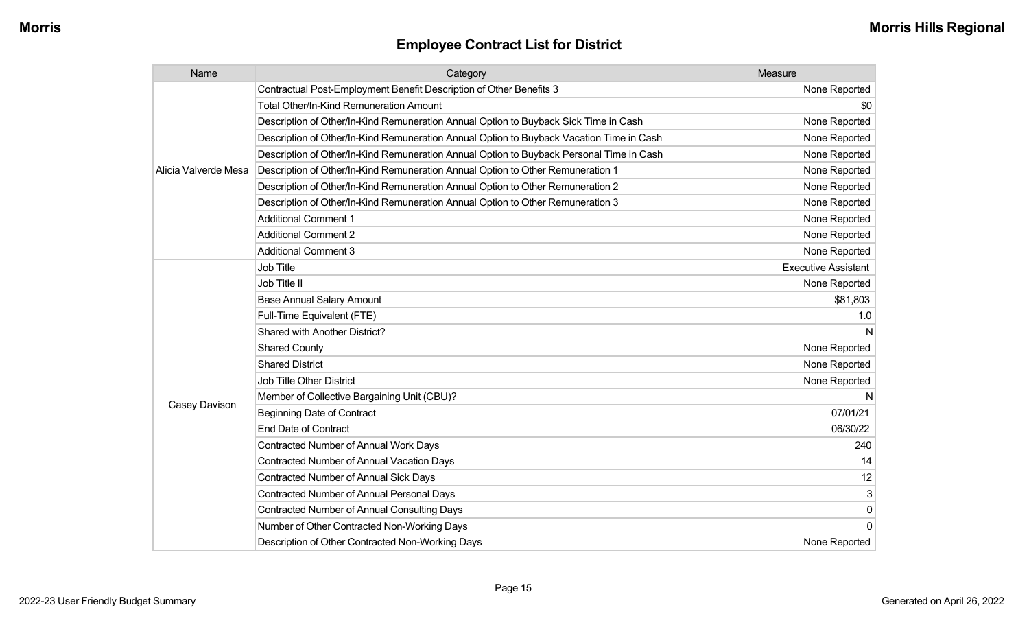## Employee Contract List for District

| Name | Category | Measure |
|---|---|---|
| Alicia Valverde Mesa | Contractual Post-Employment Benefit Description of Other Benefits 3 | None Reported |
| | Total Other/In-Kind Remuneration Amount | $0 |
| | Description of Other/In-Kind Remuneration Annual Option to Buyback Sick Time in Cash | None Reported |
| | Description of Other/In-Kind Remuneration Annual Option to Buyback Vacation Time in Cash | None Reported |
| | Description of Other/In-Kind Remuneration Annual Option to Buyback Personal Time in Cash | None Reported |
| | Description of Other/In-Kind Remuneration Annual Option to Other Remuneration 1 | None Reported |
| | Description of Other/In-Kind Remuneration Annual Option to Other Remuneration 2 | None Reported |
| | Description of Other/In-Kind Remuneration Annual Option to Other Remuneration 3 | None Reported |
| | Additional Comment 1 | None Reported |
| | Additional Comment 2 | None Reported |
| | Additional Comment 3 | None Reported |
| Casey Davison | Job Title | Executive Assistant |
| | Job Title II | None Reported |
| | Base Annual Salary Amount | $81,803 |
| | Full-Time Equivalent (FTE) | 1.0 |
| | Shared with Another District? | N |
| | Shared County | None Reported |
| | Shared District | None Reported |
| | Job Title Other District | None Reported |
| | Member of Collective Bargaining Unit (CBU)? | N |
| | Beginning Date of Contract | 07/01/21 |
| | End Date of Contract | 06/30/22 |
| | Contracted Number of Annual Work Days | 240 |
| | Contracted Number of Annual Vacation Days | 14 |
| | Contracted Number of Annual Sick Days | 12 |
| | Contracted Number of Annual Personal Days | 3 |
| | Contracted Number of Annual Consulting Days | 0 |
| | Number of Other Contracted Non-Working Days | 0 |
| | Description of Other Contracted Non-Working Days | None Reported |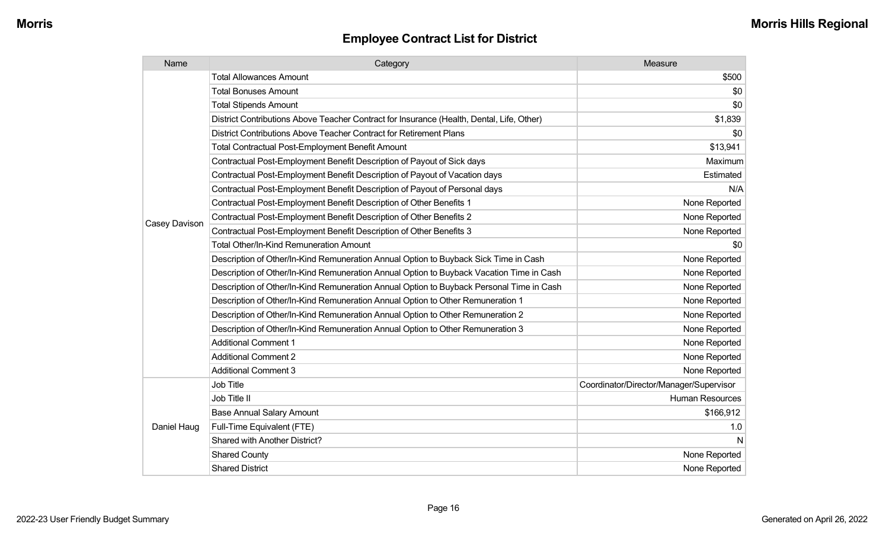## Employee Contract List for District

| Name | Category | Measure |
|---|---|---|
| Casey Davison | Total Allowances Amount | $500 |
| | Total Bonuses Amount | $0 |
| | Total Stipends Amount | $0 |
| | District Contributions Above Teacher Contract for Insurance (Health, Dental, Life, Other) | $1,839 |
| | District Contributions Above Teacher Contract for Retirement Plans | $0 |
| | Total Contractual Post-Employment Benefit Amount | $13,941 |
| | Contractual Post-Employment Benefit Description of Payout of Sick days | Maximum |
| | Contractual Post-Employment Benefit Description of Payout of Vacation days | Estimated |
| | Contractual Post-Employment Benefit Description of Payout of Personal days | N/A |
| | Contractual Post-Employment Benefit Description of Other Benefits 1 | None Reported |
| | Contractual Post-Employment Benefit Description of Other Benefits 2 | None Reported |
| | Contractual Post-Employment Benefit Description of Other Benefits 3 | None Reported |
| | Total Other/In-Kind Remuneration Amount | $0 |
| | Description of Other/In-Kind Remuneration Annual Option to Buyback Sick Time in Cash | None Reported |
| | Description of Other/In-Kind Remuneration Annual Option to Buyback Vacation Time in Cash | None Reported |
| | Description of Other/In-Kind Remuneration Annual Option to Buyback Personal Time in Cash | None Reported |
| | Description of Other/In-Kind Remuneration Annual Option to Other Remuneration 1 | None Reported |
| | Description of Other/In-Kind Remuneration Annual Option to Other Remuneration 2 | None Reported |
| | Description of Other/In-Kind Remuneration Annual Option to Other Remuneration 3 | None Reported |
| | Additional Comment 1 | None Reported |
| | Additional Comment 2 | None Reported |
| | Additional Comment 3 | None Reported |
| Daniel Haug | Job Title | Coordinator/Director/Manager/Supervisor |
| | Job Title II | Human Resources |
| | Base Annual Salary Amount | $166,912 |
| | Full-Time Equivalent (FTE) | 1.0 |
| | Shared with Another District? | N |
| | Shared County | None Reported |
| | Shared District | None Reported |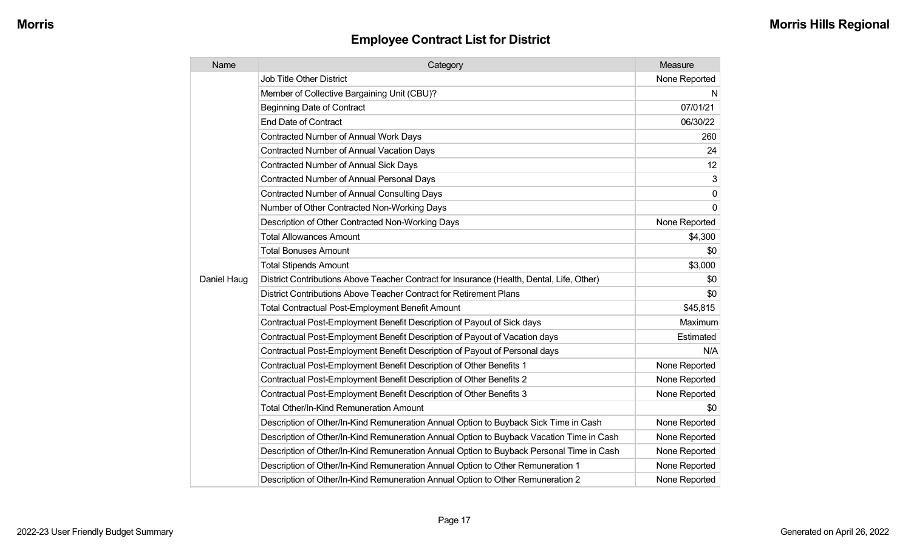## Employee Contract List for District

| Name | Category | Measure |
|---|---|---|
| Daniel Haug | Job Title Other District | None Reported |
| | Member of Collective Bargaining Unit (CBU)? | N |
| | Beginning Date of Contract | 07/01/21 |
| | End Date of Contract | 06/30/22 |
| | Contracted Number of Annual Work Days | 260 |
| | Contracted Number of Annual Vacation Days | 24 |
| | Contracted Number of Annual Sick Days | 12 |
| | Contracted Number of Annual Personal Days | 3 |
| | Contracted Number of Annual Consulting Days | 0 |
| | Number of Other Contracted Non-Working Days | 0 |
| | Description of Other Contracted Non-Working Days | None Reported |
| | Total Allowances Amount | $4,300 |
| | Total Bonuses Amount | $0 |
| | Total Stipends Amount | $3,000 |
| | District Contributions Above Teacher Contract for Insurance (Health, Dental, Life, Other) | $0 |
| | District Contributions Above Teacher Contract for Retirement Plans | $0 |
| | Total Contractual Post-Employment Benefit Amount | $45,815 |
| | Contractual Post-Employment Benefit Description of Payout of Sick days | Maximum |
| | Contractual Post-Employment Benefit Description of Payout of Vacation days | Estimated |
| | Contractual Post-Employment Benefit Description of Payout of Personal days | N/A |
| | Contractual Post-Employment Benefit Description of Other Benefits 1 | None Reported |
| | Contractual Post-Employment Benefit Description of Other Benefits 2 | None Reported |
| | Contractual Post-Employment Benefit Description of Other Benefits 3 | None Reported |
| | Total Other/In-Kind Remuneration Amount | $0 |
| | Description of Other/In-Kind Remuneration Annual Option to Buyback Sick Time in Cash | None Reported |
| | Description of Other/In-Kind Remuneration Annual Option to Buyback Vacation Time in Cash | None Reported |
| | Description of Other/In-Kind Remuneration Annual Option to Buyback Personal Time in Cash | None Reported |
| | Description of Other/In-Kind Remuneration Annual Option to Other Remuneration 1 | None Reported |
| | Description of Other/In-Kind Remuneration Annual Option to Other Remuneration 2 | None Reported |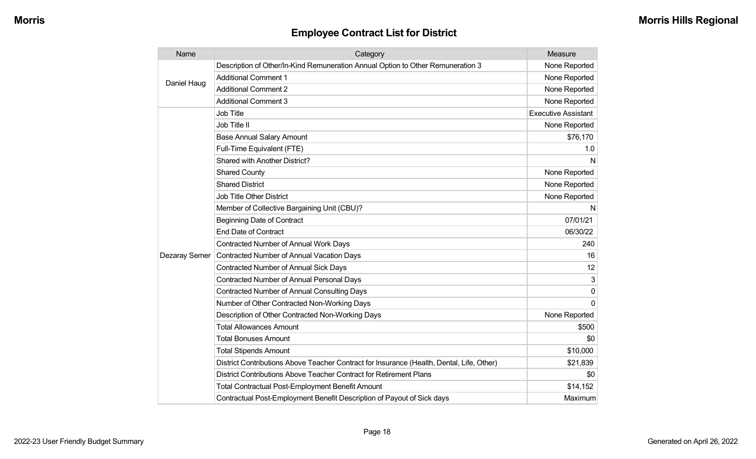## Employee Contract List for District

| Name | Category | Measure |
|---|---|---|
| Daniel Haug | Description of Other/In-Kind Remuneration Annual Option to Other Remuneration 3 | None Reported |
| | Additional Comment 1 | None Reported |
| | Additional Comment 2 | None Reported |
| | Additional Comment 3 | None Reported |
| Dezaray Semer | Job Title | Executive Assistant |
| | Job Title II | None Reported |
| | Base Annual Salary Amount | $76,170 |
| | Full-Time Equivalent (FTE) | 1.0 |
| | Shared with Another District? | N |
| | Shared County | None Reported |
| | Shared District | None Reported |
| | Job Title Other District | None Reported |
| | Member of Collective Bargaining Unit (CBU)? | N |
| | Beginning Date of Contract | 07/01/21 |
| | End Date of Contract | 06/30/22 |
| | Contracted Number of Annual Work Days | 240 |
| | Contracted Number of Annual Vacation Days | 16 |
| | Contracted Number of Annual Sick Days | 12 |
| | Contracted Number of Annual Personal Days | 3 |
| | Contracted Number of Annual Consulting Days | 0 |
| | Number of Other Contracted Non-Working Days | 0 |
| | Description of Other Contracted Non-Working Days | None Reported |
| | Total Allowances Amount | $500 |
| | Total Bonuses Amount | $0 |
| | Total Stipends Amount | $10,000 |
| | District Contributions Above Teacher Contract for Insurance (Health, Dental, Life, Other) | $21,839 |
| | District Contributions Above Teacher Contract for Retirement Plans | $0 |
| | Total Contractual Post-Employment Benefit Amount | $14,152 |
| | Contractual Post-Employment Benefit Description of Payout of Sick days | Maximum |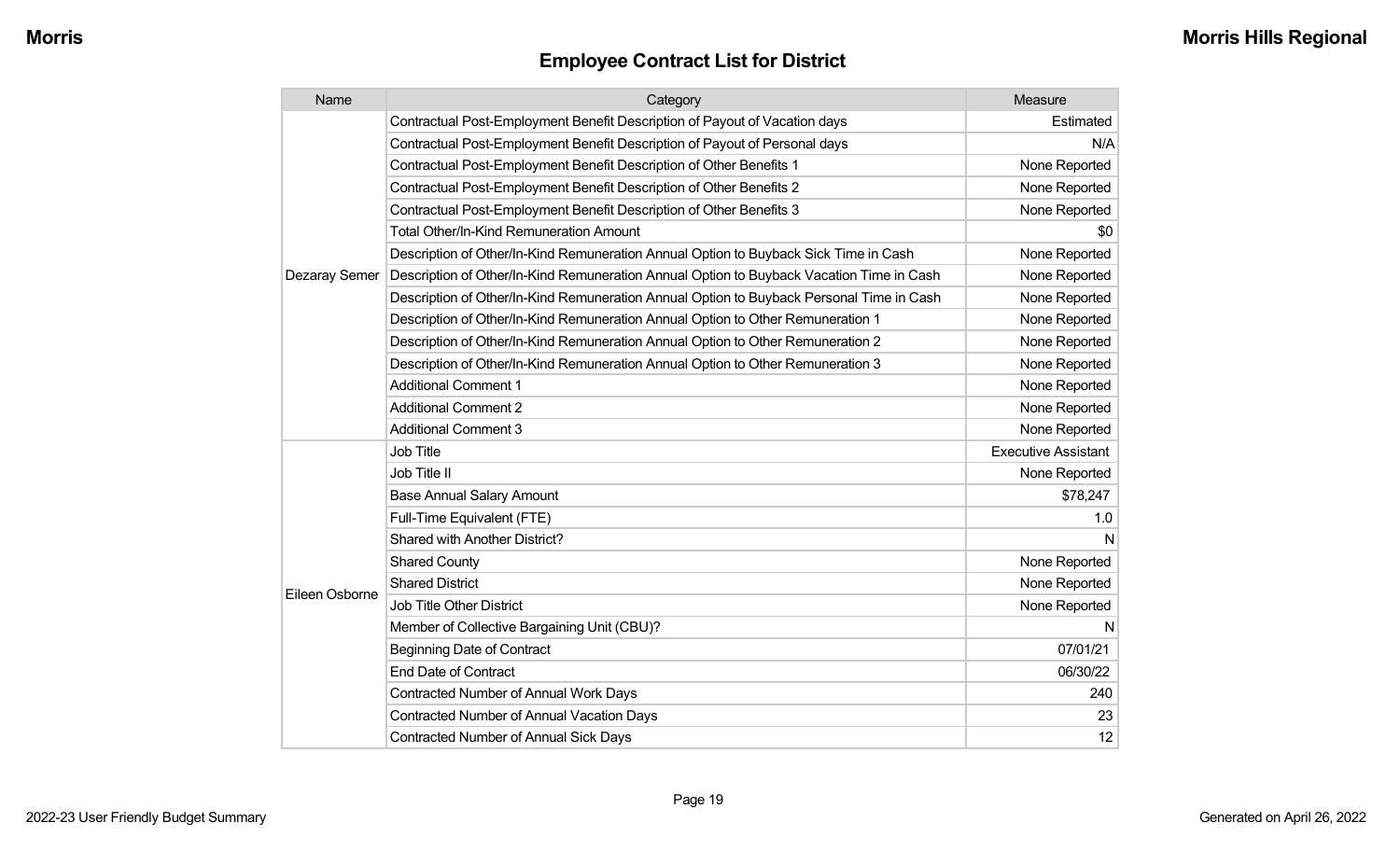## Employee Contract List for District

| Name | Category | Measure |
|---|---|---|
| Dezaray Semer | Contractual Post-Employment Benefit Description of Payout of Vacation days | Estimated |
| | Contractual Post-Employment Benefit Description of Payout of Personal days | N/A |
| | Contractual Post-Employment Benefit Description of Other Benefits 1 | None Reported |
| | Contractual Post-Employment Benefit Description of Other Benefits 2 | None Reported |
| | Contractual Post-Employment Benefit Description of Other Benefits 3 | None Reported |
| | Total Other/In-Kind Remuneration Amount | $0 |
| | Description of Other/In-Kind Remuneration Annual Option to Buyback Sick Time in Cash | None Reported |
| | Description of Other/In-Kind Remuneration Annual Option to Buyback Vacation Time in Cash | None Reported |
| | Description of Other/In-Kind Remuneration Annual Option to Buyback Personal Time in Cash | None Reported |
| | Description of Other/In-Kind Remuneration Annual Option to Other Remuneration 1 | None Reported |
| | Description of Other/In-Kind Remuneration Annual Option to Other Remuneration 2 | None Reported |
| | Description of Other/In-Kind Remuneration Annual Option to Other Remuneration 3 | None Reported |
| | Additional Comment 1 | None Reported |
| | Additional Comment 2 | None Reported |
| | Additional Comment 3 | None Reported |
| Eileen Osborne | Job Title | Executive Assistant |
| | Job Title II | None Reported |
| | Base Annual Salary Amount | $78,247 |
| | Full-Time Equivalent (FTE) | 1.0 |
| | Shared with Another District? | N |
| | Shared County | None Reported |
| | Shared District | None Reported |
| | Job Title Other District | None Reported |
| | Member of Collective Bargaining Unit (CBU)? | N |
| | Beginning Date of Contract | 07/01/21 |
| | End Date of Contract | 06/30/22 |
| | Contracted Number of Annual Work Days | 240 |
| | Contracted Number of Annual Vacation Days | 23 |
| | Contracted Number of Annual Sick Days | 12 |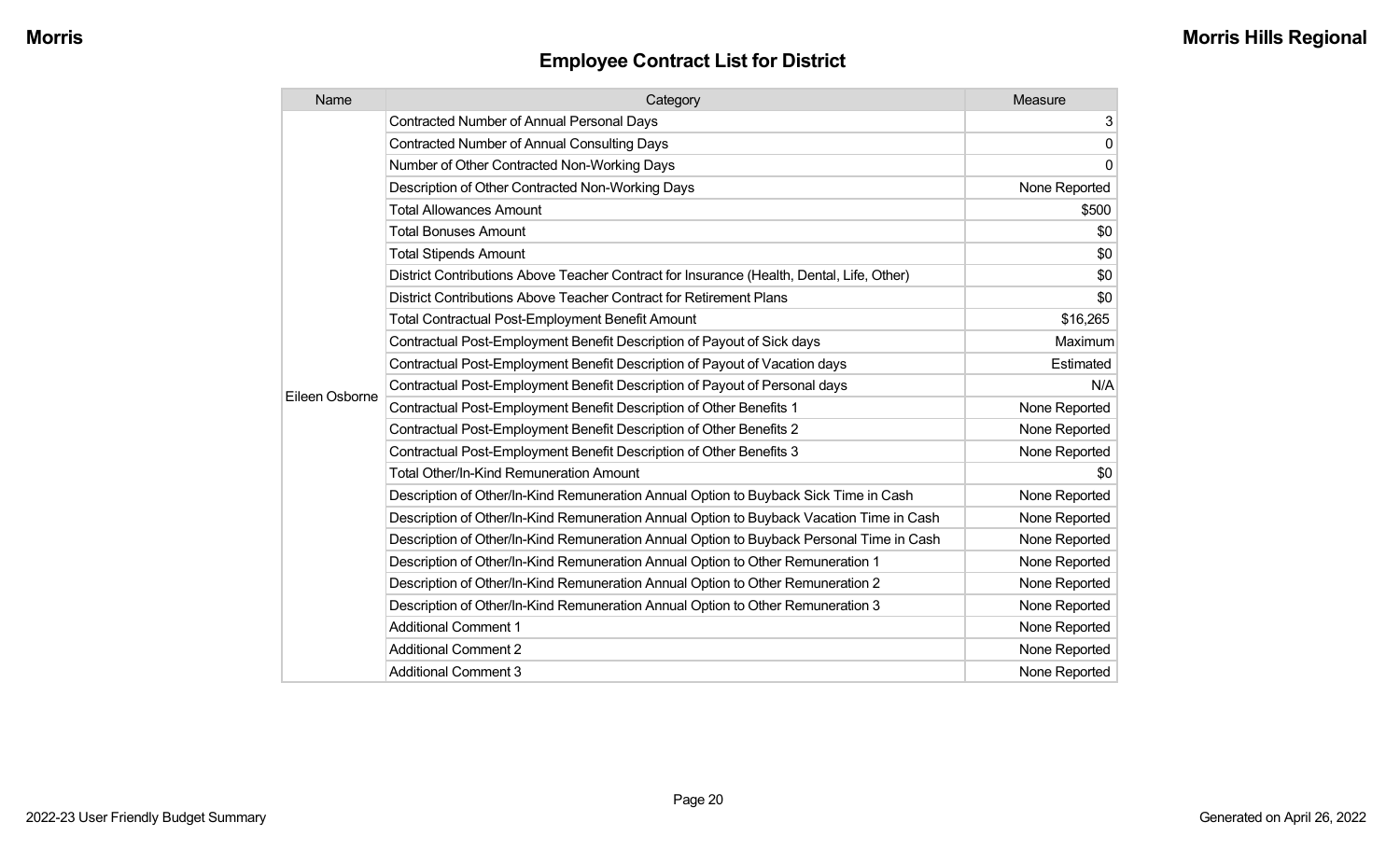## Employee Contract List for District

| Name | Category | Measure |
|---|---|---|
| Eileen Osborne | Contracted Number of Annual Personal Days | 3 |
| | Contracted Number of Annual Consulting Days | 0 |
| | Number of Other Contracted Non-Working Days | 0 |
| | Description of Other Contracted Non-Working Days | None Reported |
| | Total Allowances Amount | $500 |
| | Total Bonuses Amount | $0 |
| | Total Stipends Amount | $0 |
| | District Contributions Above Teacher Contract for Insurance (Health, Dental, Life, Other) | $0 |
| | District Contributions Above Teacher Contract for Retirement Plans | $0 |
| | Total Contractual Post-Employment Benefit Amount | $16,265 |
| | Contractual Post-Employment Benefit Description of Payout of Sick days | Maximum |
| | Contractual Post-Employment Benefit Description of Payout of Vacation days | Estimated |
| | Contractual Post-Employment Benefit Description of Payout of Personal days | N/A |
| | Contractual Post-Employment Benefit Description of Other Benefits 1 | None Reported |
| | Contractual Post-Employment Benefit Description of Other Benefits 2 | None Reported |
| | Contractual Post-Employment Benefit Description of Other Benefits 3 | None Reported |
| | Total Other/In-Kind Remuneration Amount | $0 |
| | Description of Other/In-Kind Remuneration Annual Option to Buyback Sick Time in Cash | None Reported |
| | Description of Other/In-Kind Remuneration Annual Option to Buyback Vacation Time in Cash | None Reported |
| | Description of Other/In-Kind Remuneration Annual Option to Buyback Personal Time in Cash | None Reported |
| | Description of Other/In-Kind Remuneration Annual Option to Other Remuneration 1 | None Reported |
| | Description of Other/In-Kind Remuneration Annual Option to Other Remuneration 2 | None Reported |
| | Description of Other/In-Kind Remuneration Annual Option to Other Remuneration 3 | None Reported |
| | Additional Comment 1 | None Reported |
| | Additional Comment 2 | None Reported |
| | Additional Comment 3 | None Reported |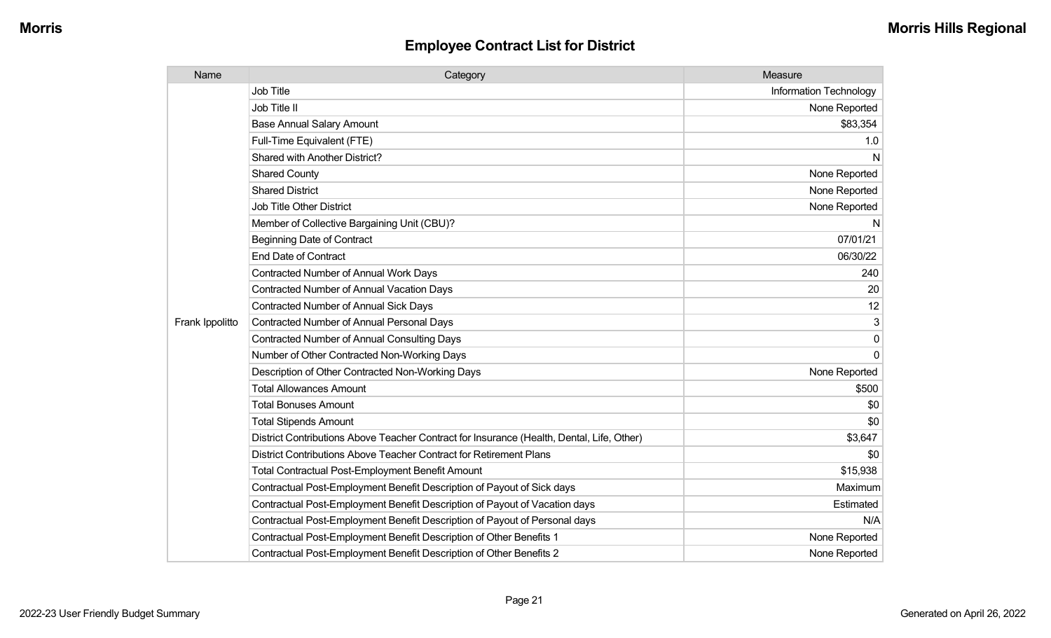## Employee Contract List for District

| Name | Category | Measure |
| --- | --- | --- |
| Frank Ippolitto | Job Title | Information Technology |
| | Job Title II | None Reported |
| | Base Annual Salary Amount | $83,354 |
| | Full-Time Equivalent (FTE) | 1.0 |
| | Shared with Another District? | N |
| | Shared County | None Reported |
| | Shared District | None Reported |
| | Job Title Other District | None Reported |
| | Member of Collective Bargaining Unit (CBU)? | N |
| | Beginning Date of Contract | 07/01/21 |
| | End Date of Contract | 06/30/22 |
| | Contracted Number of Annual Work Days | 240 |
| | Contracted Number of Annual Vacation Days | 20 |
| | Contracted Number of Annual Sick Days | 12 |
| | Contracted Number of Annual Personal Days | 3 |
| | Contracted Number of Annual Consulting Days | 0 |
| | Number of Other Contracted Non-Working Days | 0 |
| | Description of Other Contracted Non-Working Days | None Reported |
| | Total Allowances Amount | $500 |
| | Total Bonuses Amount | $0 |
| | Total Stipends Amount | $0 |
| | District Contributions Above Teacher Contract for Insurance (Health, Dental, Life, Other) | $3,647 |
| | District Contributions Above Teacher Contract for Retirement Plans | $0 |
| | Total Contractual Post-Employment Benefit Amount | $15,938 |
| | Contractual Post-Employment Benefit Description of Payout of Sick days | Maximum |
| | Contractual Post-Employment Benefit Description of Payout of Vacation days | Estimated |
| | Contractual Post-Employment Benefit Description of Payout of Personal days | N/A |
| | Contractual Post-Employment Benefit Description of Other Benefits 1 | None Reported |
| | Contractual Post-Employment Benefit Description of Other Benefits 2 | None Reported |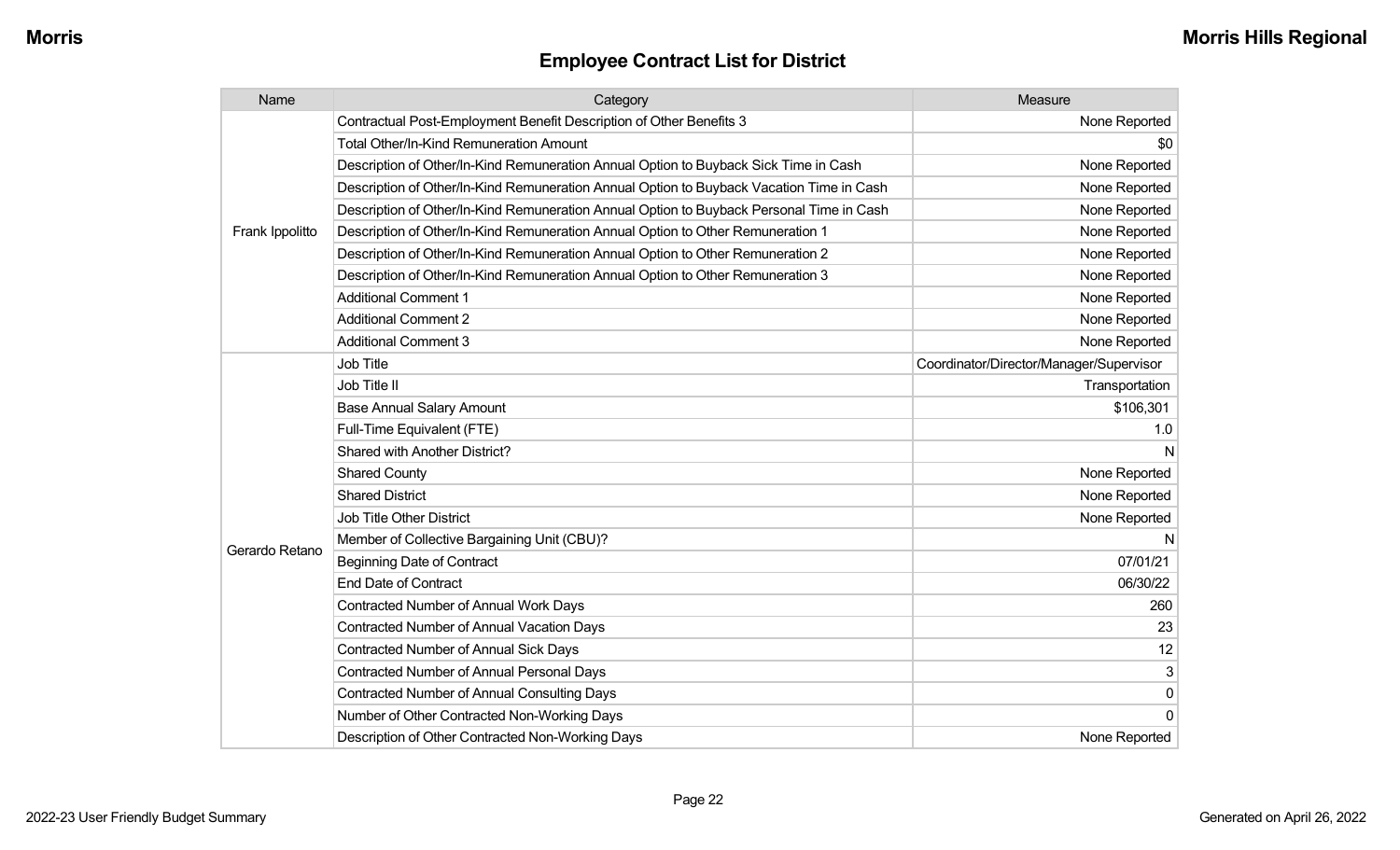## Employee Contract List for District

| Name | Category | Measure |
|---|---|---|
| Frank Ippolitto | Contractual Post-Employment Benefit Description of Other Benefits 3 | None Reported |
| | Total Other/In-Kind Remuneration Amount | $0 |
| | Description of Other/In-Kind Remuneration Annual Option to Buyback Sick Time in Cash | None Reported |
| | Description of Other/In-Kind Remuneration Annual Option to Buyback Vacation Time in Cash | None Reported |
| | Description of Other/In-Kind Remuneration Annual Option to Buyback Personal Time in Cash | None Reported |
| | Description of Other/In-Kind Remuneration Annual Option to Other Remuneration 1 | None Reported |
| | Description of Other/In-Kind Remuneration Annual Option to Other Remuneration 2 | None Reported |
| | Description of Other/In-Kind Remuneration Annual Option to Other Remuneration 3 | None Reported |
| | Additional Comment 1 | None Reported |
| | Additional Comment 2 | None Reported |
| | Additional Comment 3 | None Reported |
| Gerardo Retano | Job Title | Coordinator/Director/Manager/Supervisor |
| | Job Title II | Transportation |
| | Base Annual Salary Amount | $106,301 |
| | Full-Time Equivalent (FTE) | 1.0 |
| | Shared with Another District? | N |
| | Shared County | None Reported |
| | Shared District | None Reported |
| | Job Title Other District | None Reported |
| | Member of Collective Bargaining Unit (CBU)? | N |
| | Beginning Date of Contract | 07/01/21 |
| | End Date of Contract | 06/30/22 |
| | Contracted Number of Annual Work Days | 260 |
| | Contracted Number of Annual Vacation Days | 23 |
| | Contracted Number of Annual Sick Days | 12 |
| | Contracted Number of Annual Personal Days | 3 |
| | Contracted Number of Annual Consulting Days | 0 |
| | Number of Other Contracted Non-Working Days | 0 |
| | Description of Other Contracted Non-Working Days | None Reported |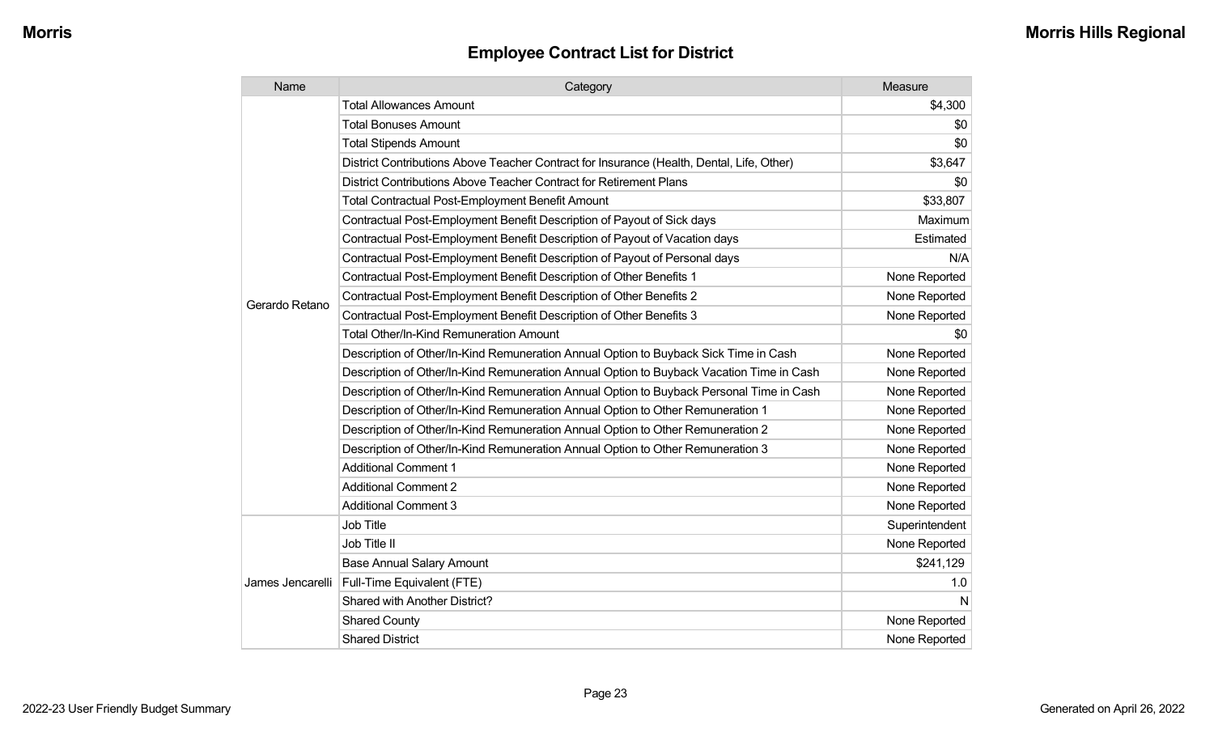## Employee Contract List for District

| Name | Category | Measure |
|---|---|---|
| Gerardo Retano | Total Allowances Amount | $4,300 |
| | Total Bonuses Amount | $0 |
| | Total Stipends Amount | $0 |
| | District Contributions Above Teacher Contract for Insurance (Health, Dental, Life, Other) | $3,647 |
| | District Contributions Above Teacher Contract for Retirement Plans | $0 |
| | Total Contractual Post-Employment Benefit Amount | $33,807 |
| | Contractual Post-Employment Benefit Description of Payout of Sick days | Maximum |
| | Contractual Post-Employment Benefit Description of Payout of Vacation days | Estimated |
| | Contractual Post-Employment Benefit Description of Payout of Personal days | N/A |
| | Contractual Post-Employment Benefit Description of Other Benefits 1 | None Reported |
| | Contractual Post-Employment Benefit Description of Other Benefits 2 | None Reported |
| | Contractual Post-Employment Benefit Description of Other Benefits 3 | None Reported |
| | Total Other/In-Kind Remuneration Amount | $0 |
| | Description of Other/In-Kind Remuneration Annual Option to Buyback Sick Time in Cash | None Reported |
| | Description of Other/In-Kind Remuneration Annual Option to Buyback Vacation Time in Cash | None Reported |
| | Description of Other/In-Kind Remuneration Annual Option to Buyback Personal Time in Cash | None Reported |
| | Description of Other/In-Kind Remuneration Annual Option to Other Remuneration 1 | None Reported |
| | Description of Other/In-Kind Remuneration Annual Option to Other Remuneration 2 | None Reported |
| | Description of Other/In-Kind Remuneration Annual Option to Other Remuneration 3 | None Reported |
| | Additional Comment 1 | None Reported |
| | Additional Comment 2 | None Reported |
| | Additional Comment 3 | None Reported |
| James Jencarelli | Job Title | Superintendent |
| | Job Title II | None Reported |
| | Base Annual Salary Amount | $241,129 |
| | Full-Time Equivalent (FTE) | 1.0 |
| | Shared with Another District? | N |
| | Shared County | None Reported |
| | Shared District | None Reported |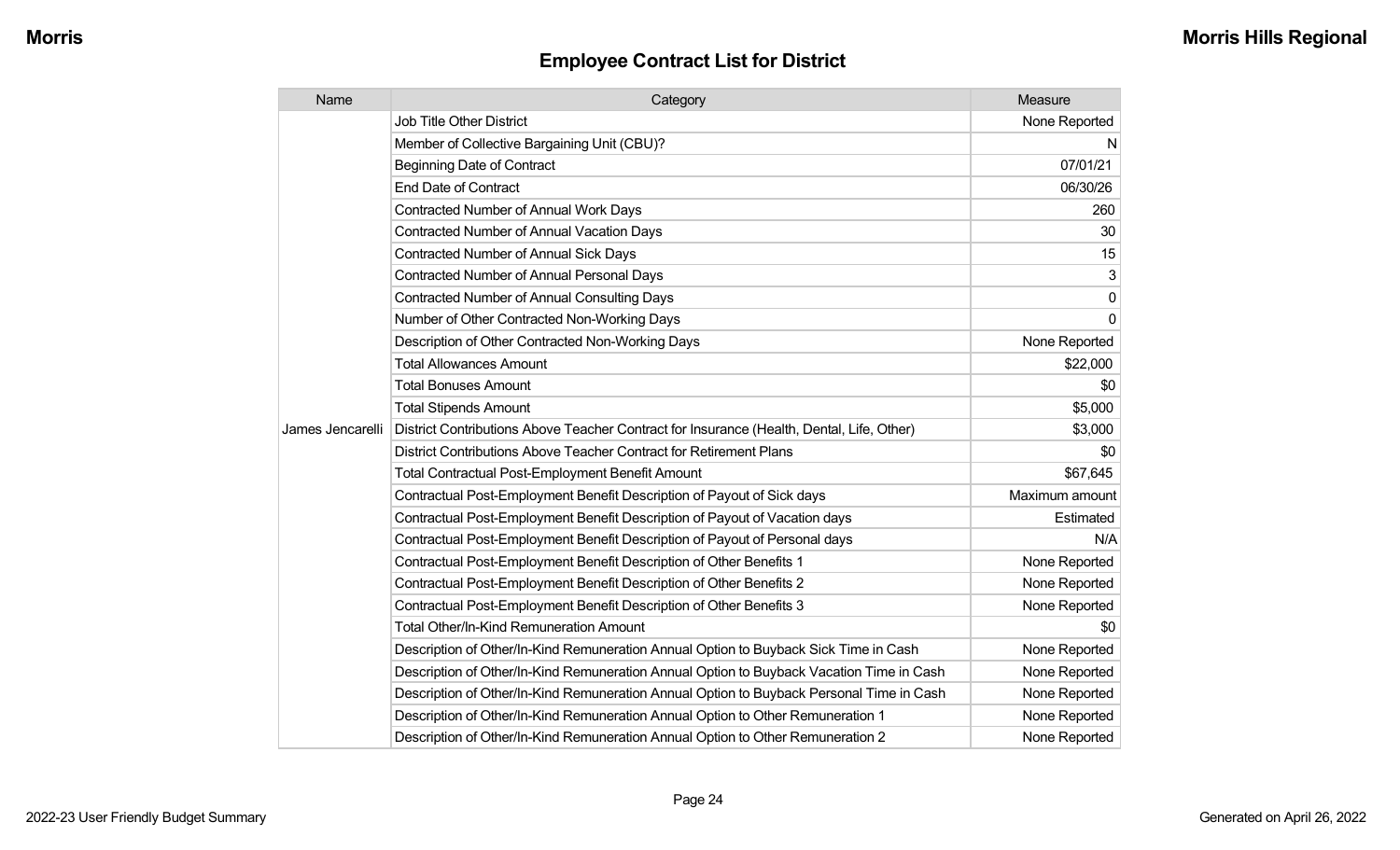# Employee Contract List for District

| Name | Category | Measure |
|---|---|---|
| James Jencarelli | Job Title Other District | None Reported |
| | Member of Collective Bargaining Unit (CBU)? | N |
| | Beginning Date of Contract | 07/01/21 |
| | End Date of Contract | 06/30/26 |
| | Contracted Number of Annual Work Days | 260 |
| | Contracted Number of Annual Vacation Days | 30 |
| | Contracted Number of Annual Sick Days | 15 |
| | Contracted Number of Annual Personal Days | 3 |
| | Contracted Number of Annual Consulting Days | 0 |
| | Number of Other Contracted Non-Working Days | 0 |
| | Description of Other Contracted Non-Working Days | None Reported |
| | Total Allowances Amount | $22,000 |
| | Total Bonuses Amount | $0 |
| | Total Stipends Amount | $5,000 |
| | District Contributions Above Teacher Contract for Insurance (Health, Dental, Life, Other) | $3,000 |
| | District Contributions Above Teacher Contract for Retirement Plans | $0 |
| | Total Contractual Post-Employment Benefit Amount | $67,645 |
| | Contractual Post-Employment Benefit Description of Payout of Sick days | Maximum amount |
| | Contractual Post-Employment Benefit Description of Payout of Vacation days | Estimated |
| | Contractual Post-Employment Benefit Description of Payout of Personal days | N/A |
| | Contractual Post-Employment Benefit Description of Other Benefits 1 | None Reported |
| | Contractual Post-Employment Benefit Description of Other Benefits 2 | None Reported |
| | Contractual Post-Employment Benefit Description of Other Benefits 3 | None Reported |
| | Total Other/In-Kind Remuneration Amount | $0 |
| | Description of Other/In-Kind Remuneration Annual Option to Buyback Sick Time in Cash | None Reported |
| | Description of Other/In-Kind Remuneration Annual Option to Buyback Vacation Time in Cash | None Reported |
| | Description of Other/In-Kind Remuneration Annual Option to Buyback Personal Time in Cash | None Reported |
| | Description of Other/In-Kind Remuneration Annual Option to Other Remuneration 1 | None Reported |
| | Description of Other/In-Kind Remuneration Annual Option to Other Remuneration 2 | None Reported |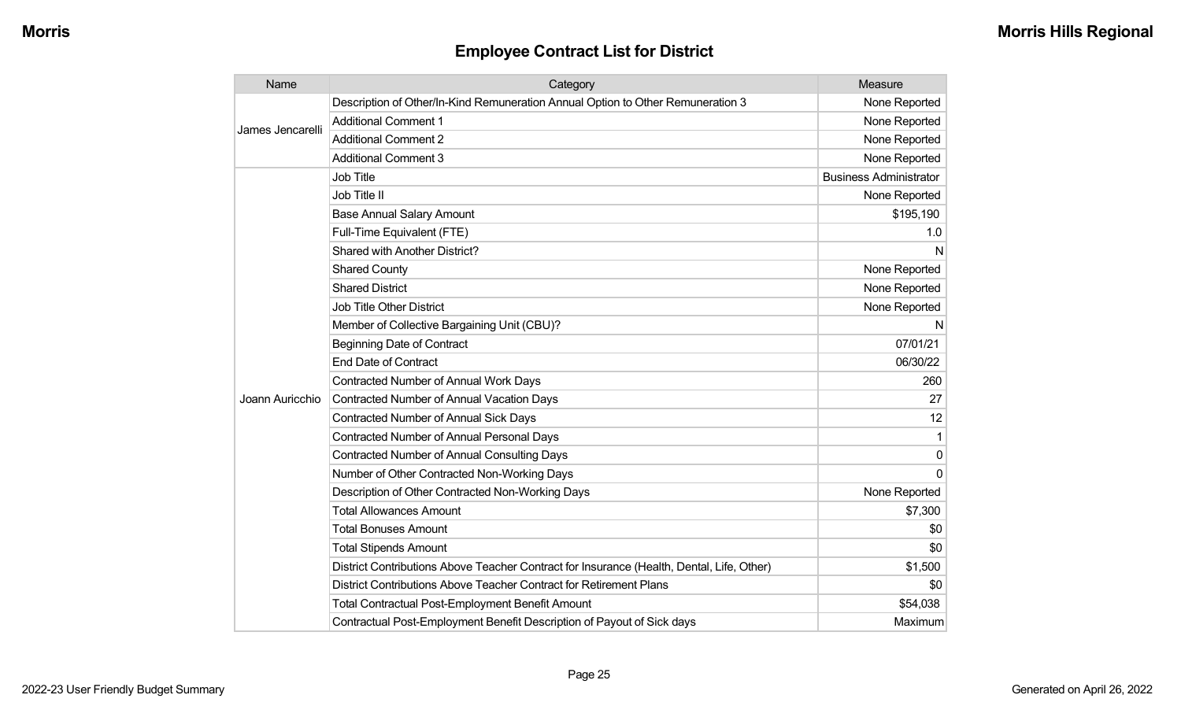## Employee Contract List for District

| Name | Category | Measure |
|---|---|---|
| James Jencarelli | Description of Other/In-Kind Remuneration Annual Option to Other Remuneration 3 | None Reported |
| | Additional Comment 1 | None Reported |
| | Additional Comment 2 | None Reported |
| | Additional Comment 3 | None Reported |
| Joann Auricchio | Job Title | Business Administrator |
| | Job Title II | None Reported |
| | Base Annual Salary Amount | $195,190 |
| | Full-Time Equivalent (FTE) | 1.0 |
| | Shared with Another District? | N |
| | Shared County | None Reported |
| | Shared District | None Reported |
| | Job Title Other District | None Reported |
| | Member of Collective Bargaining Unit (CBU)? | N |
| | Beginning Date of Contract | 07/01/21 |
| | End Date of Contract | 06/30/22 |
| | Contracted Number of Annual Work Days | 260 |
| | Contracted Number of Annual Vacation Days | 27 |
| | Contracted Number of Annual Sick Days | 12 |
| | Contracted Number of Annual Personal Days | 1 |
| | Contracted Number of Annual Consulting Days | 0 |
| | Number of Other Contracted Non-Working Days | 0 |
| | Description of Other Contracted Non-Working Days | None Reported |
| | Total Allowances Amount | $7,300 |
| | Total Bonuses Amount | $0 |
| | Total Stipends Amount | $0 |
| | District Contributions Above Teacher Contract for Insurance (Health, Dental, Life, Other) | $1,500 |
| | District Contributions Above Teacher Contract for Retirement Plans | $0 |
| | Total Contractual Post-Employment Benefit Amount | $54,038 |
| | Contractual Post-Employment Benefit Description of Payout of Sick days | Maximum |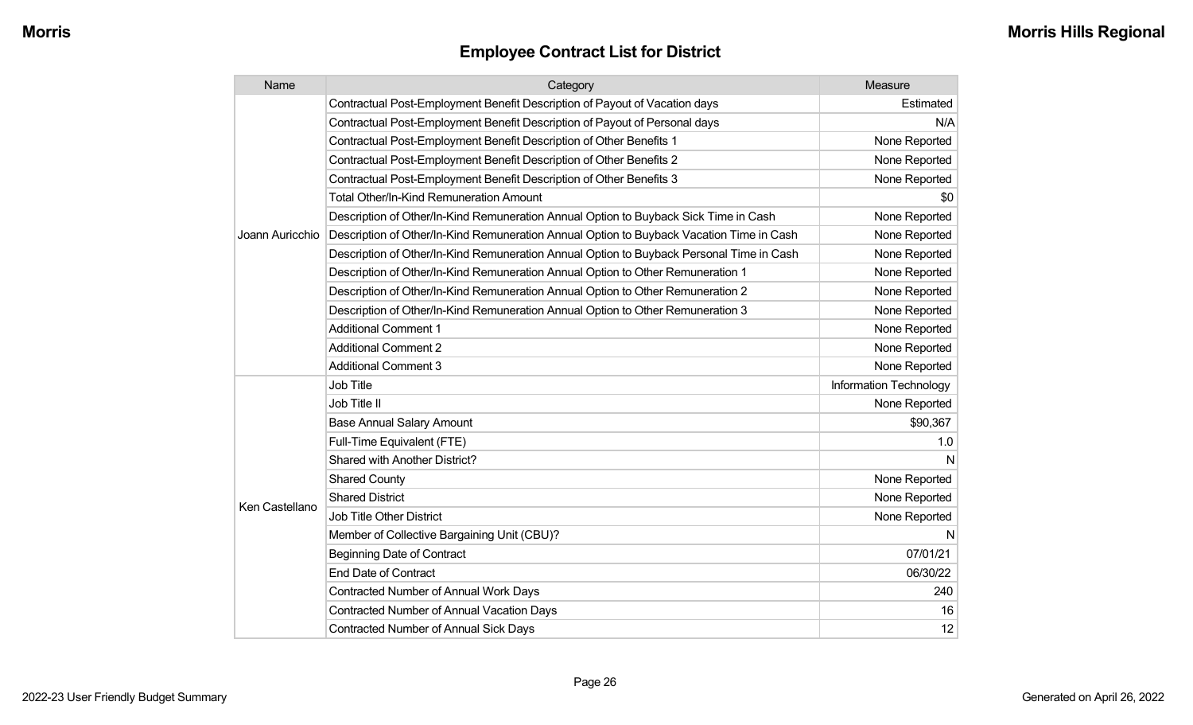## Employee Contract List for District

| Name | Category | Measure |
|---|---|---|
| Joann Auricchio | Contractual Post-Employment Benefit Description of Payout of Vacation days | Estimated |
| | Contractual Post-Employment Benefit Description of Payout of Personal days | N/A |
| | Contractual Post-Employment Benefit Description of Other Benefits 1 | None Reported |
| | Contractual Post-Employment Benefit Description of Other Benefits 2 | None Reported |
| | Contractual Post-Employment Benefit Description of Other Benefits 3 | None Reported |
| | Total Other/In-Kind Remuneration Amount | $0 |
| | Description of Other/In-Kind Remuneration Annual Option to Buyback Sick Time in Cash | None Reported |
| | Description of Other/In-Kind Remuneration Annual Option to Buyback Vacation Time in Cash | None Reported |
| | Description of Other/In-Kind Remuneration Annual Option to Buyback Personal Time in Cash | None Reported |
| | Description of Other/In-Kind Remuneration Annual Option to Other Remuneration 1 | None Reported |
| | Description of Other/In-Kind Remuneration Annual Option to Other Remuneration 2 | None Reported |
| | Description of Other/In-Kind Remuneration Annual Option to Other Remuneration 3 | None Reported |
| | Additional Comment 1 | None Reported |
| | Additional Comment 2 | None Reported |
| | Additional Comment 3 | None Reported |
| Ken Castellano | Job Title | Information Technology |
| | Job Title II | None Reported |
| | Base Annual Salary Amount | $90,367 |
| | Full-Time Equivalent (FTE) | 1.0 |
| | Shared with Another District? | N |
| | Shared County | None Reported |
| | Shared District | None Reported |
| | Job Title Other District | None Reported |
| | Member of Collective Bargaining Unit (CBU)? | N |
| | Beginning Date of Contract | 07/01/21 |
| | End Date of Contract | 06/30/22 |
| | Contracted Number of Annual Work Days | 240 |
| | Contracted Number of Annual Vacation Days | 16 |
| | Contracted Number of Annual Sick Days | 12 |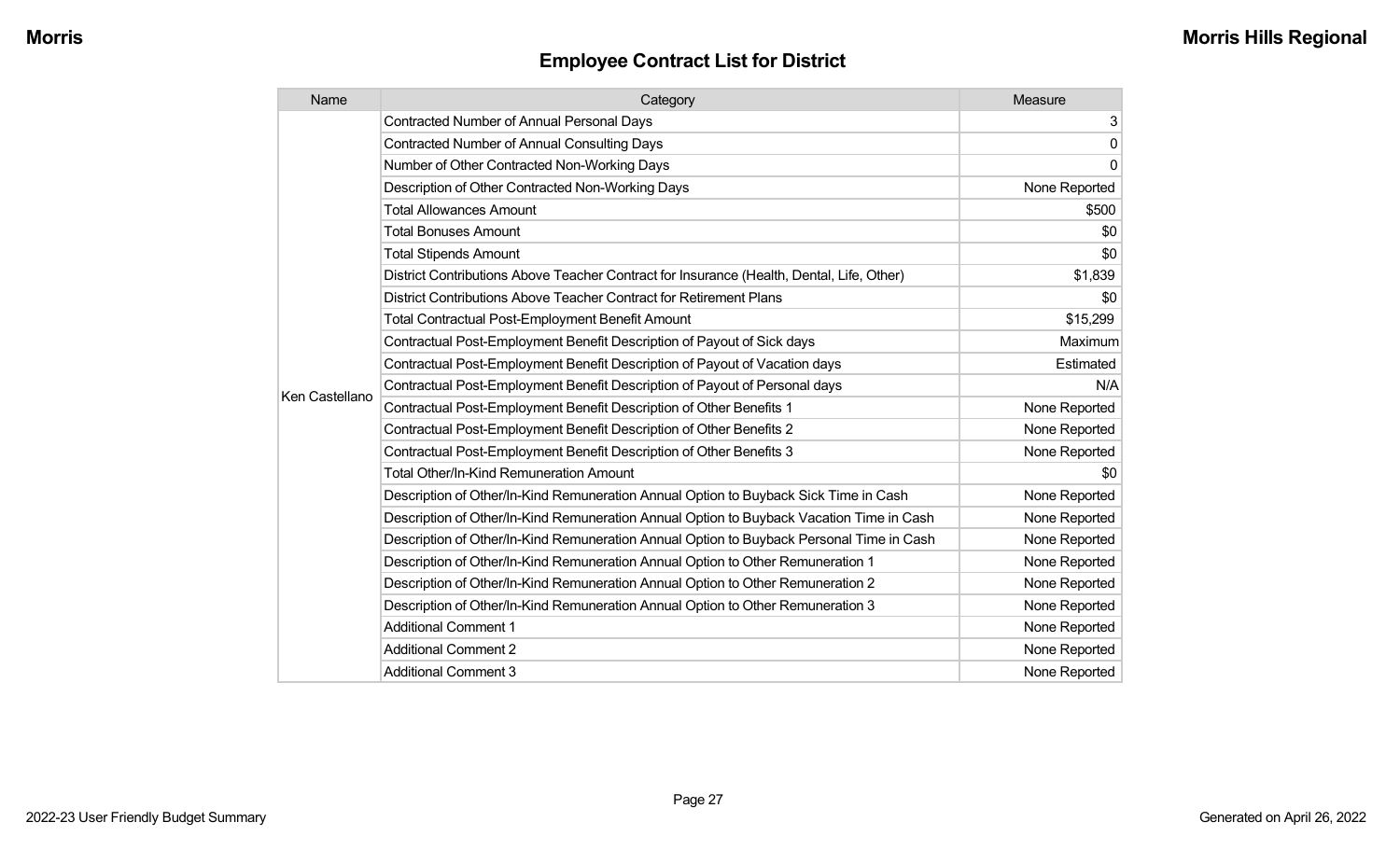## Employee Contract List for District

| Name | Category | Measure |
|---|---|---|
| Ken Castellano | Contracted Number of Annual Personal Days | 3 |
| | Contracted Number of Annual Consulting Days | 0 |
| | Number of Other Contracted Non-Working Days | 0 |
| | Description of Other Contracted Non-Working Days | None Reported |
| | Total Allowances Amount | $500 |
| | Total Bonuses Amount | $0 |
| | Total Stipends Amount | $0 |
| | District Contributions Above Teacher Contract for Insurance (Health, Dental, Life, Other) | $1,839 |
| | District Contributions Above Teacher Contract for Retirement Plans | $0 |
| | Total Contractual Post-Employment Benefit Amount | $15,299 |
| | Contractual Post-Employment Benefit Description of Payout of Sick days | Maximum |
| | Contractual Post-Employment Benefit Description of Payout of Vacation days | Estimated |
| | Contractual Post-Employment Benefit Description of Payout of Personal days | N/A |
| | Contractual Post-Employment Benefit Description of Other Benefits 1 | None Reported |
| | Contractual Post-Employment Benefit Description of Other Benefits 2 | None Reported |
| | Contractual Post-Employment Benefit Description of Other Benefits 3 | None Reported |
| | Total Other/In-Kind Remuneration Amount | $0 |
| | Description of Other/In-Kind Remuneration Annual Option to Buyback Sick Time in Cash | None Reported |
| | Description of Other/In-Kind Remuneration Annual Option to Buyback Vacation Time in Cash | None Reported |
| | Description of Other/In-Kind Remuneration Annual Option to Buyback Personal Time in Cash | None Reported |
| | Description of Other/In-Kind Remuneration Annual Option to Other Remuneration 1 | None Reported |
| | Description of Other/In-Kind Remuneration Annual Option to Other Remuneration 2 | None Reported |
| | Description of Other/In-Kind Remuneration Annual Option to Other Remuneration 3 | None Reported |
| | Additional Comment 1 | None Reported |
| | Additional Comment 2 | None Reported |
| | Additional Comment 3 | None Reported |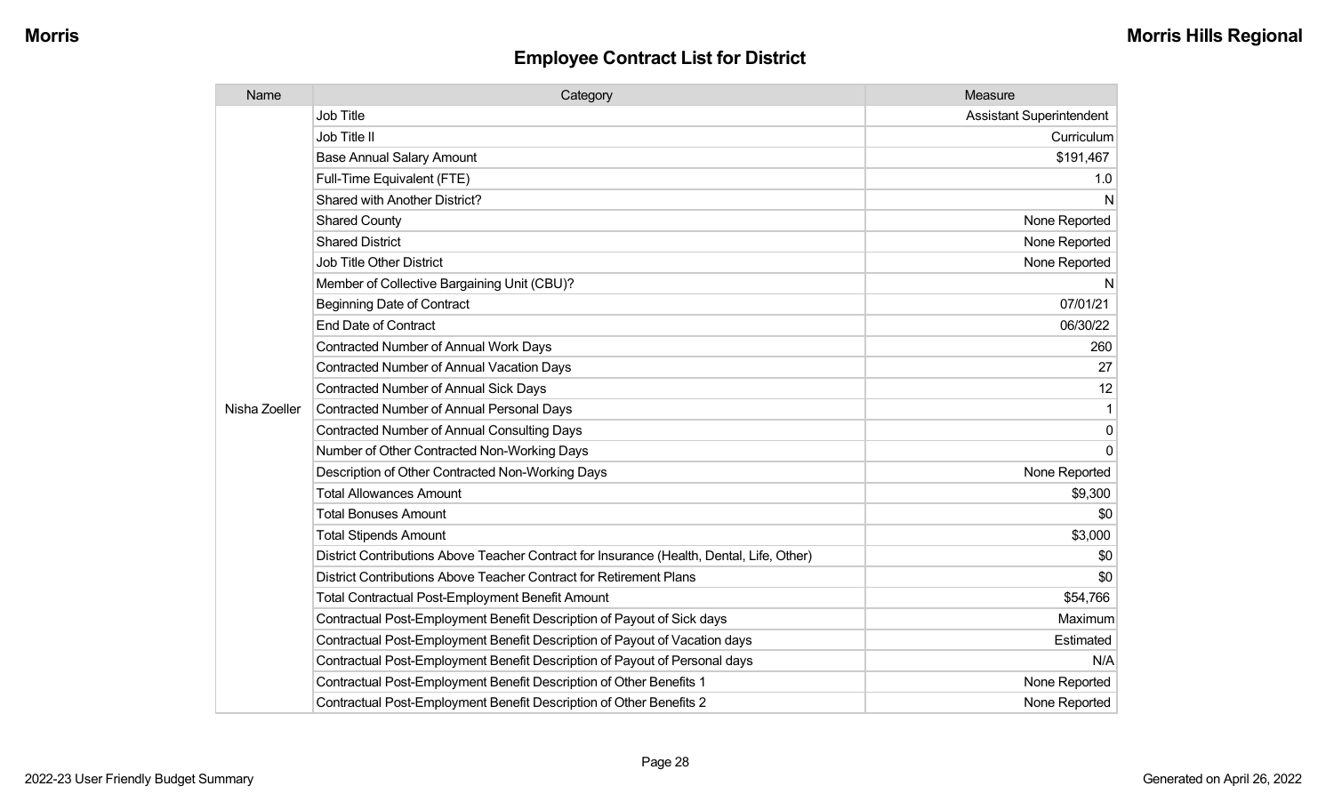## Employee Contract List for District

| Name | Category | Measure |
| --- | --- | --- |
| Nisha Zoeller | Job Title | Assistant Superintendent |
| | Job Title II | Curriculum |
| | Base Annual Salary Amount | $191,467 |
| | Full-Time Equivalent (FTE) | 1.0 |
| | Shared with Another District? | N |
| | Shared County | None Reported |
| | Shared District | None Reported |
| | Job Title Other District | None Reported |
| | Member of Collective Bargaining Unit (CBU)? | N |
| | Beginning Date of Contract | 07/01/21 |
| | End Date of Contract | 06/30/22 |
| | Contracted Number of Annual Work Days | 260 |
| | Contracted Number of Annual Vacation Days | 27 |
| | Contracted Number of Annual Sick Days | 12 |
| | Contracted Number of Annual Personal Days | 1 |
| | Contracted Number of Annual Consulting Days | 0 |
| | Number of Other Contracted Non-Working Days | 0 |
| | Description of Other Contracted Non-Working Days | None Reported |
| | Total Allowances Amount | $9,300 |
| | Total Bonuses Amount | $0 |
| | Total Stipends Amount | $3,000 |
| | District Contributions Above Teacher Contract for Insurance (Health, Dental, Life, Other) | $0 |
| | District Contributions Above Teacher Contract for Retirement Plans | $0 |
| | Total Contractual Post-Employment Benefit Amount | $54,766 |
| | Contractual Post-Employment Benefit Description of Payout of Sick days | Maximum |
| | Contractual Post-Employment Benefit Description of Payout of Vacation days | Estimated |
| | Contractual Post-Employment Benefit Description of Payout of Personal days | N/A |
| | Contractual Post-Employment Benefit Description of Other Benefits 1 | None Reported |
| | Contractual Post-Employment Benefit Description of Other Benefits 2 | None Reported |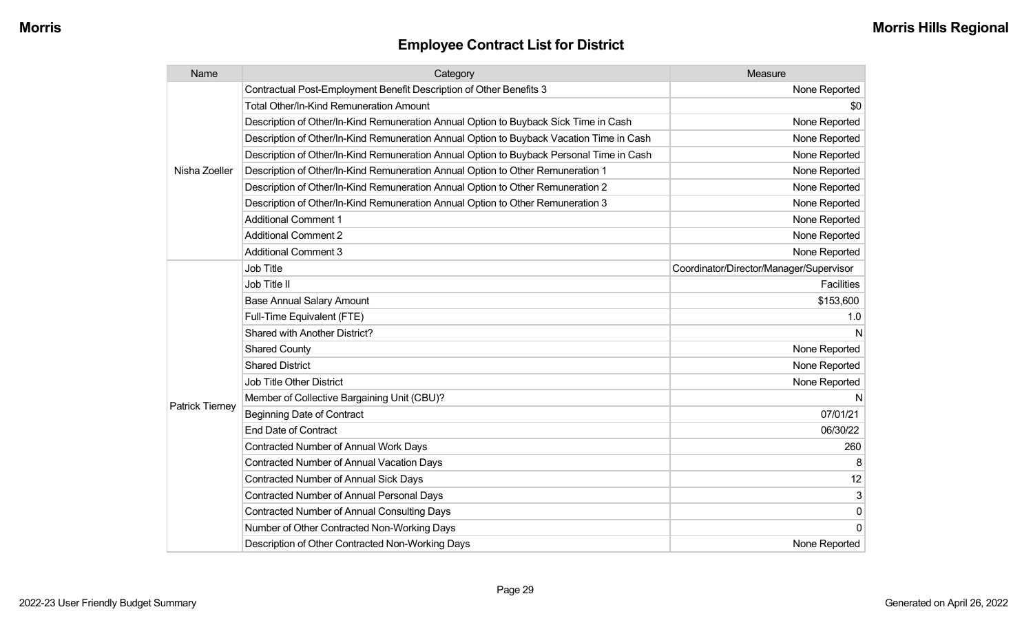## Employee Contract List for District

| Name | Category | Measure |
|---|---|---|
| Nisha Zoeller | Contractual Post-Employment Benefit Description of Other Benefits 3 | None Reported |
| | Total Other/In-Kind Remuneration Amount | $0 |
| | Description of Other/In-Kind Remuneration Annual Option to Buyback Sick Time in Cash | None Reported |
| | Description of Other/In-Kind Remuneration Annual Option to Buyback Vacation Time in Cash | None Reported |
| | Description of Other/In-Kind Remuneration Annual Option to Buyback Personal Time in Cash | None Reported |
| | Description of Other/In-Kind Remuneration Annual Option to Other Remuneration 1 | None Reported |
| | Description of Other/In-Kind Remuneration Annual Option to Other Remuneration 2 | None Reported |
| | Description of Other/In-Kind Remuneration Annual Option to Other Remuneration 3 | None Reported |
| | Additional Comment 1 | None Reported |
| | Additional Comment 2 | None Reported |
| | Additional Comment 3 | None Reported |
| Patrick Tierney | Job Title | Coordinator/Director/Manager/Supervisor |
| | Job Title II | Facilities |
| | Base Annual Salary Amount | $153,600 |
| | Full-Time Equivalent (FTE) | 1.0 |
| | Shared with Another District? | N |
| | Shared County | None Reported |
| | Shared District | None Reported |
| | Job Title Other District | None Reported |
| | Member of Collective Bargaining Unit (CBU)? | N |
| | Beginning Date of Contract | 07/01/21 |
| | End Date of Contract | 06/30/22 |
| | Contracted Number of Annual Work Days | 260 |
| | Contracted Number of Annual Vacation Days | 8 |
| | Contracted Number of Annual Sick Days | 12 |
| | Contracted Number of Annual Personal Days | 3 |
| | Contracted Number of Annual Consulting Days | 0 |
| | Number of Other Contracted Non-Working Days | 0 |
| | Description of Other Contracted Non-Working Days | None Reported |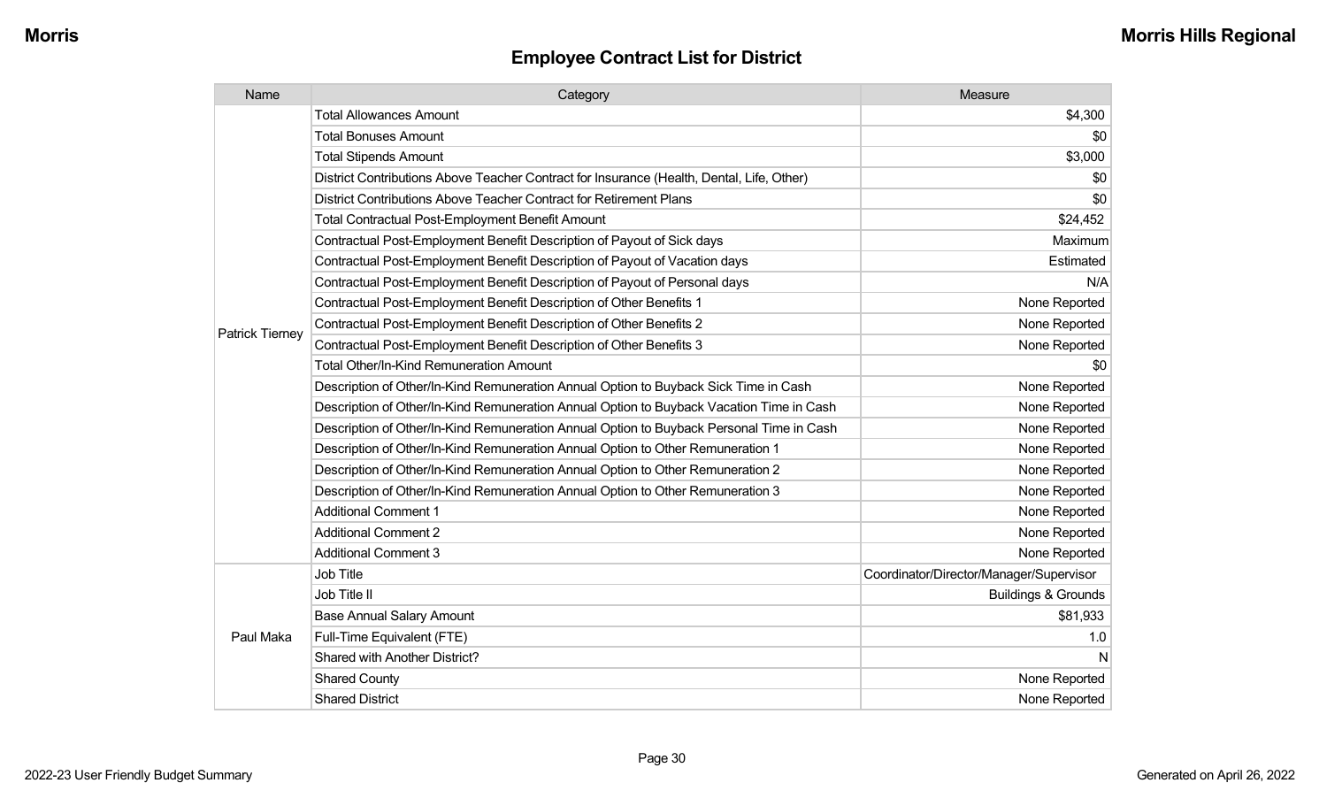## Employee Contract List for District

| Name | Category | Measure |
| --- | --- | --- |
| Patrick Tierney | Total Allowances Amount | $4,300 |
| | Total Bonuses Amount | $0 |
| | Total Stipends Amount | $3,000 |
| | District Contributions Above Teacher Contract for Insurance (Health, Dental, Life, Other) | $0 |
| | District Contributions Above Teacher Contract for Retirement Plans | $0 |
| | Total Contractual Post-Employment Benefit Amount | $24,452 |
| | Contractual Post-Employment Benefit Description of Payout of Sick days | Maximum |
| | Contractual Post-Employment Benefit Description of Payout of Vacation days | Estimated |
| | Contractual Post-Employment Benefit Description of Payout of Personal days | N/A |
| | Contractual Post-Employment Benefit Description of Other Benefits 1 | None Reported |
| | Contractual Post-Employment Benefit Description of Other Benefits 2 | None Reported |
| | Contractual Post-Employment Benefit Description of Other Benefits 3 | None Reported |
| | Total Other/In-Kind Remuneration Amount | $0 |
| | Description of Other/In-Kind Remuneration Annual Option to Buyback Sick Time in Cash | None Reported |
| | Description of Other/In-Kind Remuneration Annual Option to Buyback Vacation Time in Cash | None Reported |
| | Description of Other/In-Kind Remuneration Annual Option to Buyback Personal Time in Cash | None Reported |
| | Description of Other/In-Kind Remuneration Annual Option to Other Remuneration 1 | None Reported |
| | Description of Other/In-Kind Remuneration Annual Option to Other Remuneration 2 | None Reported |
| | Description of Other/In-Kind Remuneration Annual Option to Other Remuneration 3 | None Reported |
| | Additional Comment 1 | None Reported |
| | Additional Comment 2 | None Reported |
| | Additional Comment 3 | None Reported |
| Paul Maka | Job Title | Coordinator/Director/Manager/Supervisor |
| | Job Title II | Buildings & Grounds |
| | Base Annual Salary Amount | $81,933 |
| | Full-Time Equivalent (FTE) | 1.0 |
| | Shared with Another District? | N |
| | Shared County | None Reported |
| | Shared District | None Reported |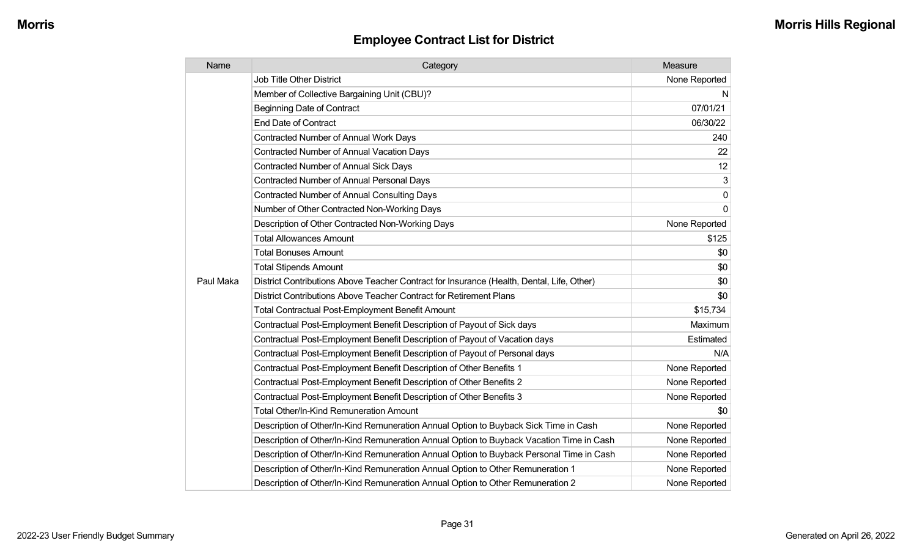## Employee Contract List for District

| Name | Category | Measure |
|---|---|---|
| Paul Maka | Job Title Other District | None Reported |
| | Member of Collective Bargaining Unit (CBU)? | N |
| | Beginning Date of Contract | 07/01/21 |
| | End Date of Contract | 06/30/22 |
| | Contracted Number of Annual Work Days | 240 |
| | Contracted Number of Annual Vacation Days | 22 |
| | Contracted Number of Annual Sick Days | 12 |
| | Contracted Number of Annual Personal Days | 3 |
| | Contracted Number of Annual Consulting Days | 0 |
| | Number of Other Contracted Non-Working Days | 0 |
| | Description of Other Contracted Non-Working Days | None Reported |
| | Total Allowances Amount | $125 |
| | Total Bonuses Amount | $0 |
| | Total Stipends Amount | $0 |
| | District Contributions Above Teacher Contract for Insurance (Health, Dental, Life, Other) | $0 |
| | District Contributions Above Teacher Contract for Retirement Plans | $0 |
| | Total Contractual Post-Employment Benefit Amount | $15,734 |
| | Contractual Post-Employment Benefit Description of Payout of Sick days | Maximum |
| | Contractual Post-Employment Benefit Description of Payout of Vacation days | Estimated |
| | Contractual Post-Employment Benefit Description of Payout of Personal days | N/A |
| | Contractual Post-Employment Benefit Description of Other Benefits 1 | None Reported |
| | Contractual Post-Employment Benefit Description of Other Benefits 2 | None Reported |
| | Contractual Post-Employment Benefit Description of Other Benefits 3 | None Reported |
| | Total Other/In-Kind Remuneration Amount | $0 |
| | Description of Other/In-Kind Remuneration Annual Option to Buyback Sick Time in Cash | None Reported |
| | Description of Other/In-Kind Remuneration Annual Option to Buyback Vacation Time in Cash | None Reported |
| | Description of Other/In-Kind Remuneration Annual Option to Buyback Personal Time in Cash | None Reported |
| | Description of Other/In-Kind Remuneration Annual Option to Other Remuneration 1 | None Reported |
| | Description of Other/In-Kind Remuneration Annual Option to Other Remuneration 2 | None Reported |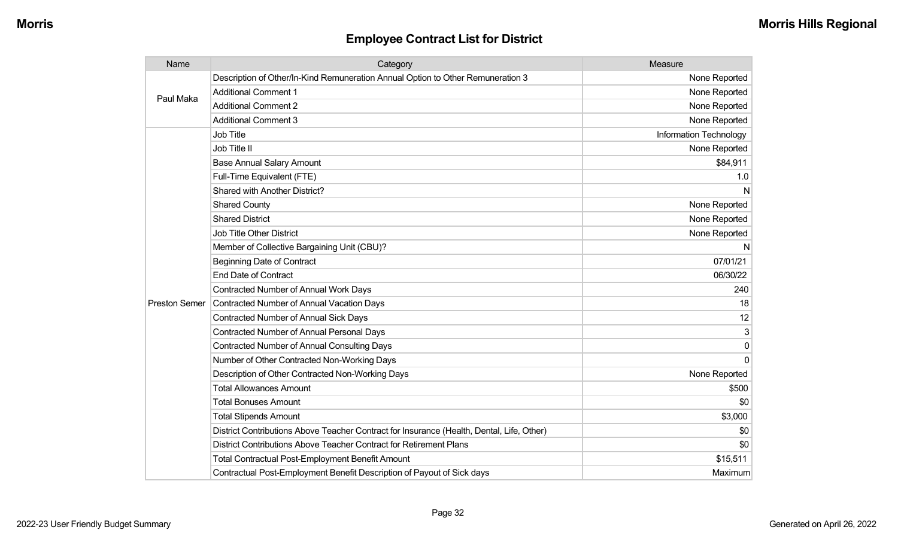## Employee Contract List for District

| Name | Category | Measure |
|---|---|---|
| Paul Maka | Description of Other/In-Kind Remuneration Annual Option to Other Remuneration 3 | None Reported |
| | Additional Comment 1 | None Reported |
| | Additional Comment 2 | None Reported |
| | Additional Comment 3 | None Reported |
| Preston Semer | Job Title | Information Technology |
| | Job Title II | None Reported |
| | Base Annual Salary Amount | $84,911 |
| | Full-Time Equivalent (FTE) | 1.0 |
| | Shared with Another District? | N |
| | Shared County | None Reported |
| | Shared District | None Reported |
| | Job Title Other District | None Reported |
| | Member of Collective Bargaining Unit (CBU)? | N |
| | Beginning Date of Contract | 07/01/21 |
| | End Date of Contract | 06/30/22 |
| | Contracted Number of Annual Work Days | 240 |
| | Contracted Number of Annual Vacation Days | 18 |
| | Contracted Number of Annual Sick Days | 12 |
| | Contracted Number of Annual Personal Days | 3 |
| | Contracted Number of Annual Consulting Days | 0 |
| | Number of Other Contracted Non-Working Days | 0 |
| | Description of Other Contracted Non-Working Days | None Reported |
| | Total Allowances Amount | $500 |
| | Total Bonuses Amount | $0 |
| | Total Stipends Amount | $3,000 |
| | District Contributions Above Teacher Contract for Insurance (Health, Dental, Life, Other) | $0 |
| | District Contributions Above Teacher Contract for Retirement Plans | $0 |
| | Total Contractual Post-Employment Benefit Amount | $15,511 |
| | Contractual Post-Employment Benefit Description of Payout of Sick days | Maximum |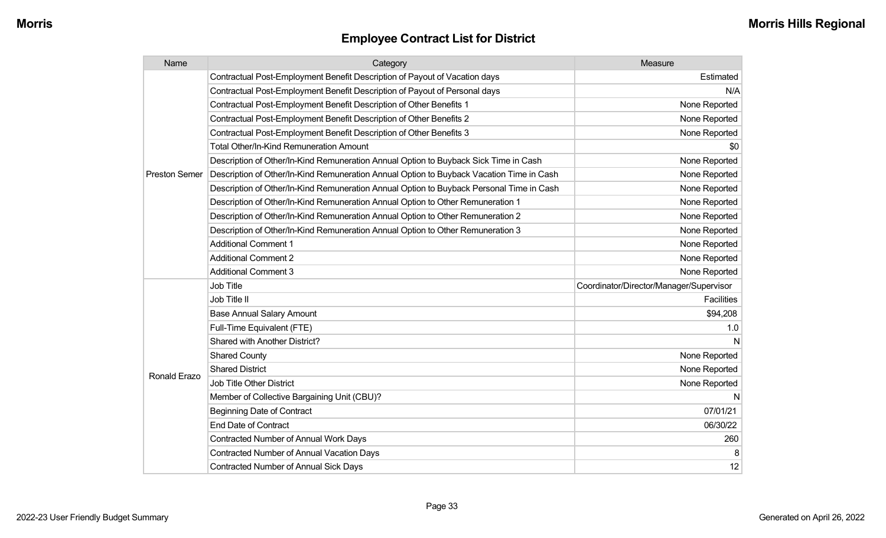## Employee Contract List for District

| Name | Category | Measure |
|---|---|---|
| Preston Semer | Contractual Post-Employment Benefit Description of Payout of Vacation days | Estimated |
| | Contractual Post-Employment Benefit Description of Payout of Personal days | N/A |
| | Contractual Post-Employment Benefit Description of Other Benefits 1 | None Reported |
| | Contractual Post-Employment Benefit Description of Other Benefits 2 | None Reported |
| | Contractual Post-Employment Benefit Description of Other Benefits 3 | None Reported |
| | Total Other/In-Kind Remuneration Amount | $0 |
| | Description of Other/In-Kind Remuneration Annual Option to Buyback Sick Time in Cash | None Reported |
| | Description of Other/In-Kind Remuneration Annual Option to Buyback Vacation Time in Cash | None Reported |
| | Description of Other/In-Kind Remuneration Annual Option to Buyback Personal Time in Cash | None Reported |
| | Description of Other/In-Kind Remuneration Annual Option to Other Remuneration 1 | None Reported |
| | Description of Other/In-Kind Remuneration Annual Option to Other Remuneration 2 | None Reported |
| | Description of Other/In-Kind Remuneration Annual Option to Other Remuneration 3 | None Reported |
| | Additional Comment 1 | None Reported |
| | Additional Comment 2 | None Reported |
| | Additional Comment 3 | None Reported |
| Ronald Erazo | Job Title | Coordinator/Director/Manager/Supervisor |
| | Job Title II | Facilities |
| | Base Annual Salary Amount | $94,208 |
| | Full-Time Equivalent (FTE) | 1.0 |
| | Shared with Another District? | N |
| | Shared County | None Reported |
| | Shared District | None Reported |
| | Job Title Other District | None Reported |
| | Member of Collective Bargaining Unit (CBU)? | N |
| | Beginning Date of Contract | 07/01/21 |
| | End Date of Contract | 06/30/22 |
| | Contracted Number of Annual Work Days | 260 |
| | Contracted Number of Annual Vacation Days | 8 |
| | Contracted Number of Annual Sick Days | 12 |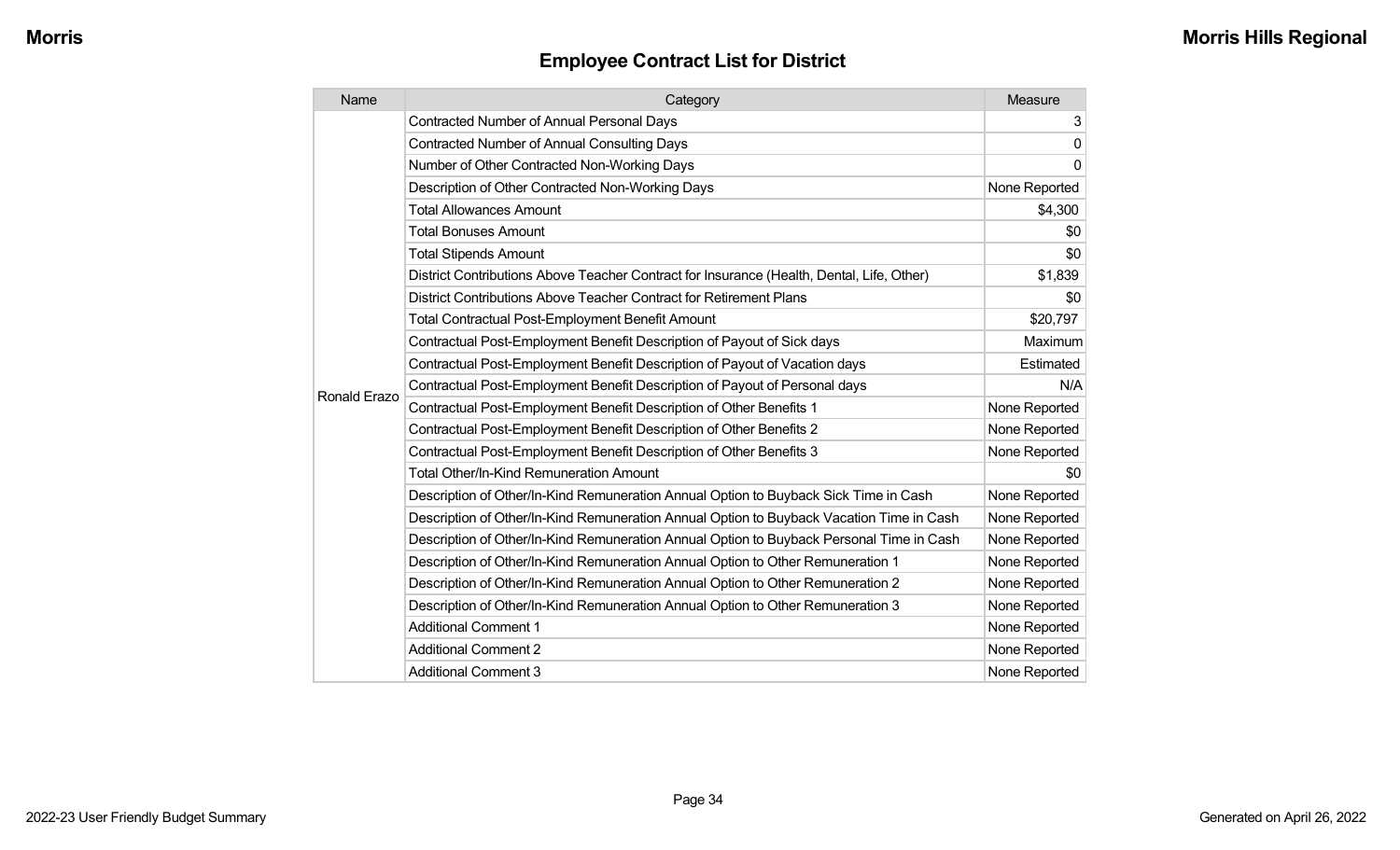## Employee Contract List for District

| Name | Category | Measure |
| --- | --- | --- |
| Ronald Erazo | Contracted Number of Annual Personal Days | 3 |
| | Contracted Number of Annual Consulting Days | 0 |
| | Number of Other Contracted Non-Working Days | 0 |
| | Description of Other Contracted Non-Working Days | None Reported |
| | Total Allowances Amount | $4,300 |
| | Total Bonuses Amount | $0 |
| | Total Stipends Amount | $0 |
| | District Contributions Above Teacher Contract for Insurance (Health, Dental, Life, Other) | $1,839 |
| | District Contributions Above Teacher Contract for Retirement Plans | $0 |
| | Total Contractual Post-Employment Benefit Amount | $20,797 |
| | Contractual Post-Employment Benefit Description of Payout of Sick days | Maximum |
| | Contractual Post-Employment Benefit Description of Payout of Vacation days | Estimated |
| | Contractual Post-Employment Benefit Description of Payout of Personal days | N/A |
| | Contractual Post-Employment Benefit Description of Other Benefits 1 | None Reported |
| | Contractual Post-Employment Benefit Description of Other Benefits 2 | None Reported |
| | Contractual Post-Employment Benefit Description of Other Benefits 3 | None Reported |
| | Total Other/In-Kind Remuneration Amount | $0 |
| | Description of Other/In-Kind Remuneration Annual Option to Buyback Sick Time in Cash | None Reported |
| | Description of Other/In-Kind Remuneration Annual Option to Buyback Vacation Time in Cash | None Reported |
| | Description of Other/In-Kind Remuneration Annual Option to Buyback Personal Time in Cash | None Reported |
| | Description of Other/In-Kind Remuneration Annual Option to Other Remuneration 1 | None Reported |
| | Description of Other/In-Kind Remuneration Annual Option to Other Remuneration 2 | None Reported |
| | Description of Other/In-Kind Remuneration Annual Option to Other Remuneration 3 | None Reported |
| | Additional Comment 1 | None Reported |
| | Additional Comment 2 | None Reported |
| | Additional Comment 3 | None Reported |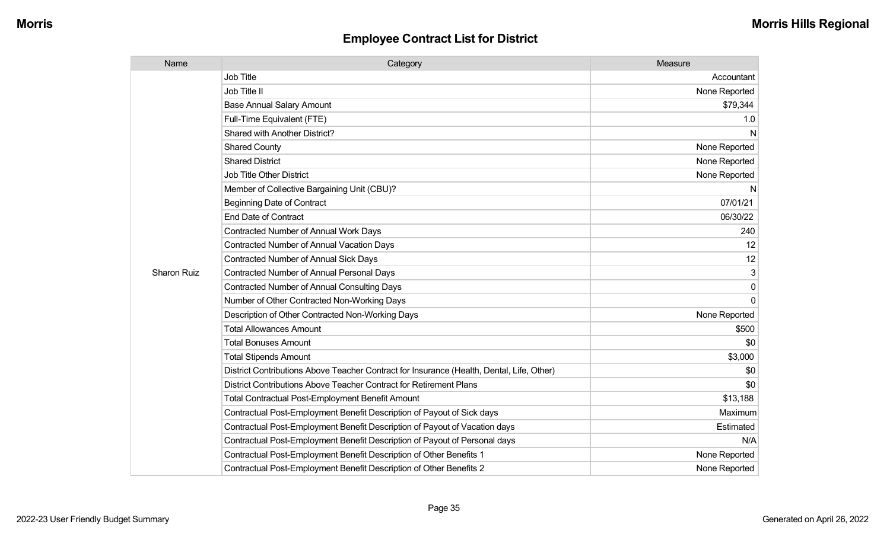## Employee Contract List for District

| Name | Category | Measure |
|---|---|---|
| Sharon Ruiz | Job Title | Accountant |
| | Job Title II | None Reported |
| | Base Annual Salary Amount | $79,344 |
| | Full-Time Equivalent (FTE) | 1.0 |
| | Shared with Another District? | N |
| | Shared County | None Reported |
| | Shared District | None Reported |
| | Job Title Other District | None Reported |
| | Member of Collective Bargaining Unit (CBU)? | N |
| | Beginning Date of Contract | 07/01/21 |
| | End Date of Contract | 06/30/22 |
| | Contracted Number of Annual Work Days | 240 |
| | Contracted Number of Annual Vacation Days | 12 |
| | Contracted Number of Annual Sick Days | 12 |
| | Contracted Number of Annual Personal Days | 3 |
| | Contracted Number of Annual Consulting Days | 0 |
| | Number of Other Contracted Non-Working Days | 0 |
| | Description of Other Contracted Non-Working Days | None Reported |
| | Total Allowances Amount | $500 |
| | Total Bonuses Amount | $0 |
| | Total Stipends Amount | $3,000 |
| | District Contributions Above Teacher Contract for Insurance (Health, Dental, Life, Other) | $0 |
| | District Contributions Above Teacher Contract for Retirement Plans | $0 |
| | Total Contractual Post-Employment Benefit Amount | $13,188 |
| | Contractual Post-Employment Benefit Description of Payout of Sick days | Maximum |
| | Contractual Post-Employment Benefit Description of Payout of Vacation days | Estimated |
| | Contractual Post-Employment Benefit Description of Payout of Personal days | N/A |
| | Contractual Post-Employment Benefit Description of Other Benefits 1 | None Reported |
| | Contractual Post-Employment Benefit Description of Other Benefits 2 | None Reported |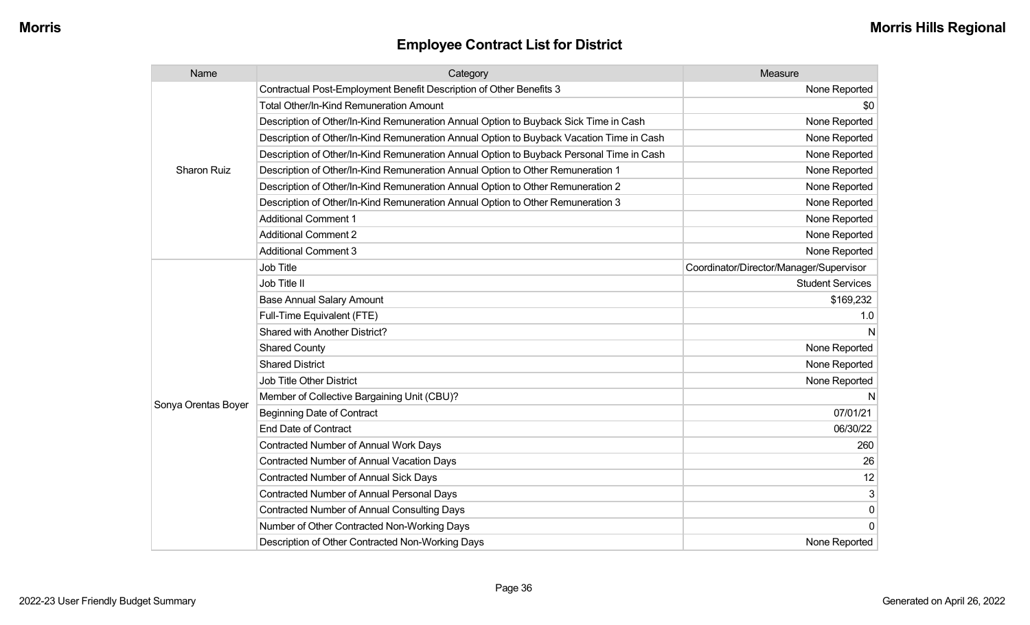## Employee Contract List for District

| Name | Category | Measure |
|---|---|---|
| Sharon Ruiz | Contractual Post-Employment Benefit Description of Other Benefits 3 | None Reported |
| | Total Other/In-Kind Remuneration Amount | $0 |
| | Description of Other/In-Kind Remuneration Annual Option to Buyback Sick Time in Cash | None Reported |
| | Description of Other/In-Kind Remuneration Annual Option to Buyback Vacation Time in Cash | None Reported |
| | Description of Other/In-Kind Remuneration Annual Option to Buyback Personal Time in Cash | None Reported |
| | Description of Other/In-Kind Remuneration Annual Option to Other Remuneration 1 | None Reported |
| | Description of Other/In-Kind Remuneration Annual Option to Other Remuneration 2 | None Reported |
| | Description of Other/In-Kind Remuneration Annual Option to Other Remuneration 3 | None Reported |
| | Additional Comment 1 | None Reported |
| | Additional Comment 2 | None Reported |
| | Additional Comment 3 | None Reported |
| Sonya Orentas Boyer | Job Title | Coordinator/Director/Manager/Supervisor |
| | Job Title II | Student Services |
| | Base Annual Salary Amount | $169,232 |
| | Full-Time Equivalent (FTE) | 1.0 |
| | Shared with Another District? | N |
| | Shared County | None Reported |
| | Shared District | None Reported |
| | Job Title Other District | None Reported |
| | Member of Collective Bargaining Unit (CBU)? | N |
| | Beginning Date of Contract | 07/01/21 |
| | End Date of Contract | 06/30/22 |
| | Contracted Number of Annual Work Days | 260 |
| | Contracted Number of Annual Vacation Days | 26 |
| | Contracted Number of Annual Sick Days | 12 |
| | Contracted Number of Annual Personal Days | 3 |
| | Contracted Number of Annual Consulting Days | 0 |
| | Number of Other Contracted Non-Working Days | 0 |
| | Description of Other Contracted Non-Working Days | None Reported |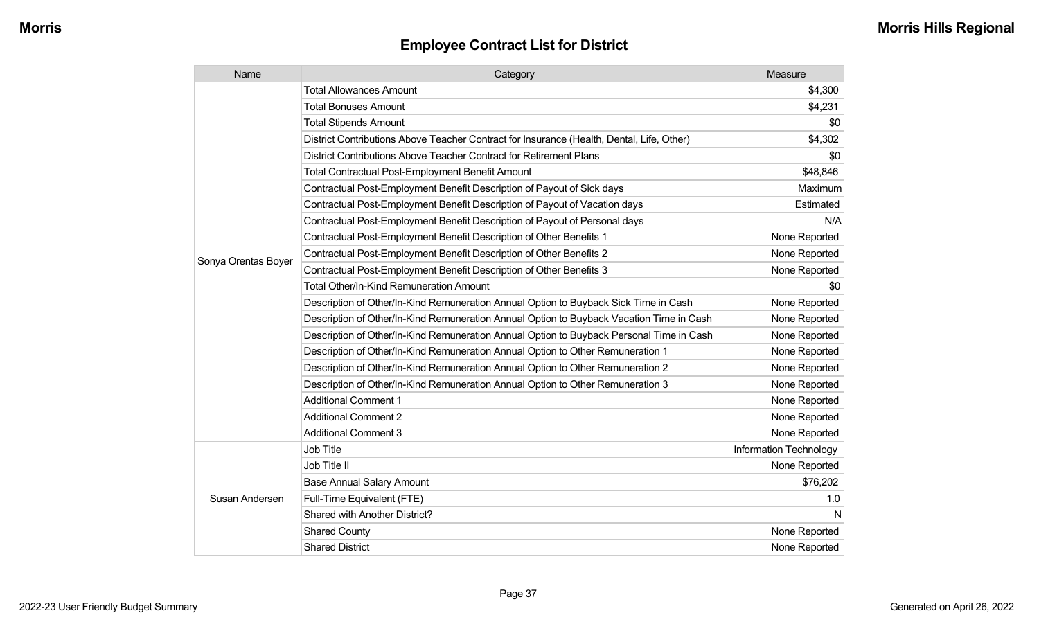## Employee Contract List for District

| Name | Category | Measure |
|---|---|---|
| Sonya Orentas Boyer | Total Allowances Amount | $4,300 |
| | Total Bonuses Amount | $4,231 |
| | Total Stipends Amount | $0 |
| | District Contributions Above Teacher Contract for Insurance (Health, Dental, Life, Other) | $4,302 |
| | District Contributions Above Teacher Contract for Retirement Plans | $0 |
| | Total Contractual Post-Employment Benefit Amount | $48,846 |
| | Contractual Post-Employment Benefit Description of Payout of Sick days | Maximum |
| | Contractual Post-Employment Benefit Description of Payout of Vacation days | Estimated |
| | Contractual Post-Employment Benefit Description of Payout of Personal days | N/A |
| | Contractual Post-Employment Benefit Description of Other Benefits 1 | None Reported |
| | Contractual Post-Employment Benefit Description of Other Benefits 2 | None Reported |
| | Contractual Post-Employment Benefit Description of Other Benefits 3 | None Reported |
| | Total Other/In-Kind Remuneration Amount | $0 |
| | Description of Other/In-Kind Remuneration Annual Option to Buyback Sick Time in Cash | None Reported |
| | Description of Other/In-Kind Remuneration Annual Option to Buyback Vacation Time in Cash | None Reported |
| | Description of Other/In-Kind Remuneration Annual Option to Buyback Personal Time in Cash | None Reported |
| | Description of Other/In-Kind Remuneration Annual Option to Other Remuneration 1 | None Reported |
| | Description of Other/In-Kind Remuneration Annual Option to Other Remuneration 2 | None Reported |
| | Description of Other/In-Kind Remuneration Annual Option to Other Remuneration 3 | None Reported |
| | Additional Comment 1 | None Reported |
| | Additional Comment 2 | None Reported |
| | Additional Comment 3 | None Reported |
| Susan Andersen | Job Title | Information Technology |
| | Job Title II | None Reported |
| | Base Annual Salary Amount | $76,202 |
| | Full-Time Equivalent (FTE) | 1.0 |
| | Shared with Another District? | N |
| | Shared County | None Reported |
| | Shared District | None Reported |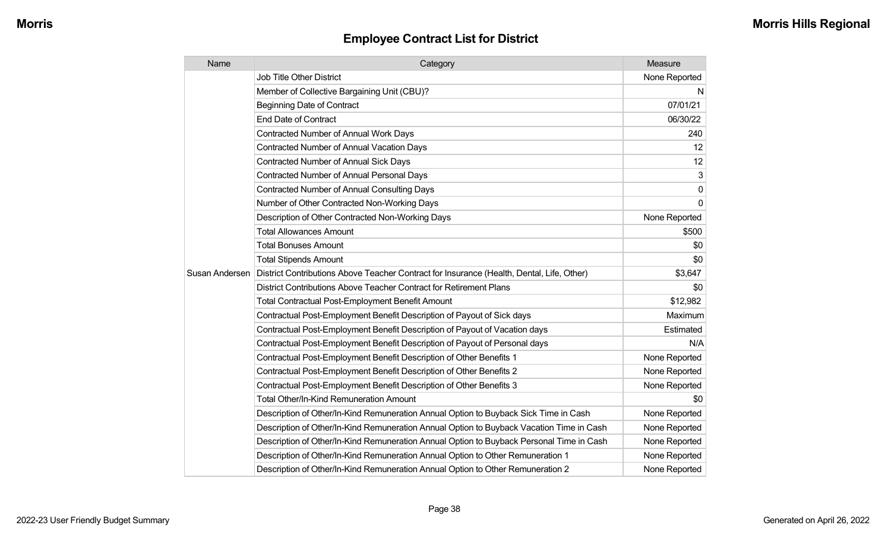## Employee Contract List for District

| Name | Category | Measure |
|---|---|---|
| Susan Andersen | Job Title Other District | None Reported |
| | Member of Collective Bargaining Unit (CBU)? | N |
| | Beginning Date of Contract | 07/01/21 |
| | End Date of Contract | 06/30/22 |
| | Contracted Number of Annual Work Days | 240 |
| | Contracted Number of Annual Vacation Days | 12 |
| | Contracted Number of Annual Sick Days | 12 |
| | Contracted Number of Annual Personal Days | 3 |
| | Contracted Number of Annual Consulting Days | 0 |
| | Number of Other Contracted Non-Working Days | 0 |
| | Description of Other Contracted Non-Working Days | None Reported |
| | Total Allowances Amount | $500 |
| | Total Bonuses Amount | $0 |
| | Total Stipends Amount | $0 |
| | District Contributions Above Teacher Contract for Insurance (Health, Dental, Life, Other) | $3,647 |
| | District Contributions Above Teacher Contract for Retirement Plans | $0 |
| | Total Contractual Post-Employment Benefit Amount | $12,982 |
| | Contractual Post-Employment Benefit Description of Payout of Sick days | Maximum |
| | Contractual Post-Employment Benefit Description of Payout of Vacation days | Estimated |
| | Contractual Post-Employment Benefit Description of Payout of Personal days | N/A |
| | Contractual Post-Employment Benefit Description of Other Benefits 1 | None Reported |
| | Contractual Post-Employment Benefit Description of Other Benefits 2 | None Reported |
| | Contractual Post-Employment Benefit Description of Other Benefits 3 | None Reported |
| | Total Other/In-Kind Remuneration Amount | $0 |
| | Description of Other/In-Kind Remuneration Annual Option to Buyback Sick Time in Cash | None Reported |
| | Description of Other/In-Kind Remuneration Annual Option to Buyback Vacation Time in Cash | None Reported |
| | Description of Other/In-Kind Remuneration Annual Option to Buyback Personal Time in Cash | None Reported |
| | Description of Other/In-Kind Remuneration Annual Option to Other Remuneration 1 | None Reported |
| | Description of Other/In-Kind Remuneration Annual Option to Other Remuneration 2 | None Reported |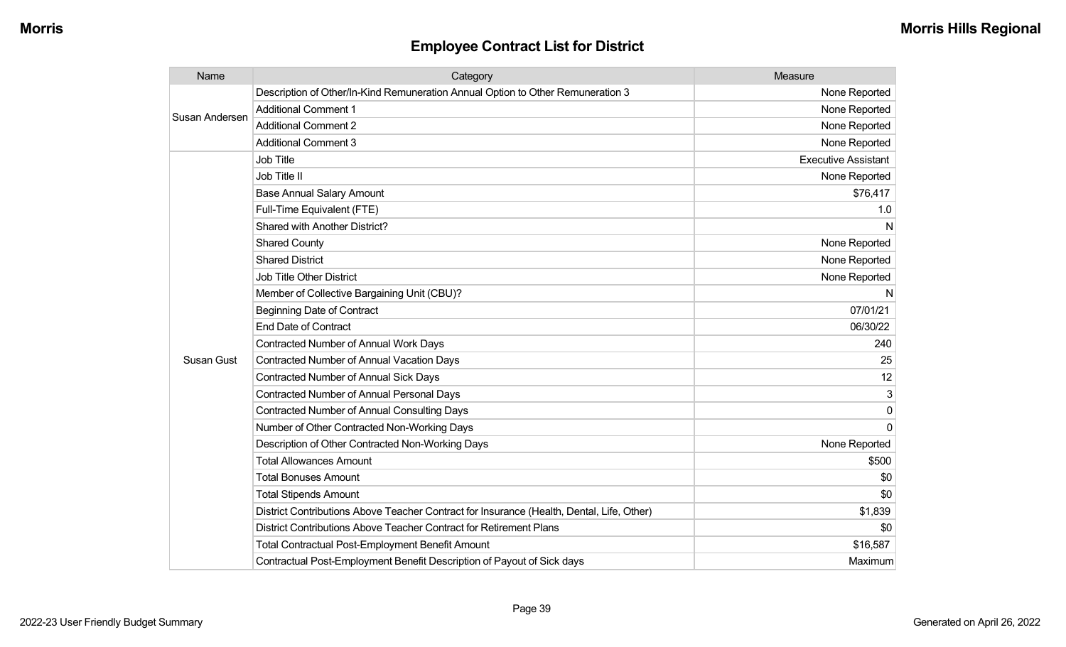# Employee Contract List for District

| Name | Category | Measure |
|---|---|---|
| Susan Andersen | Description of Other/In-Kind Remuneration Annual Option to Other Remuneration 3 | None Reported |
| | Additional Comment 1 | None Reported |
| | Additional Comment 2 | None Reported |
| | Additional Comment 3 | None Reported |
| Susan Gust | Job Title | Executive Assistant |
| | Job Title II | None Reported |
| | Base Annual Salary Amount | $76,417 |
| | Full-Time Equivalent (FTE) | 1.0 |
| | Shared with Another District? | N |
| | Shared County | None Reported |
| | Shared District | None Reported |
| | Job Title Other District | None Reported |
| | Member of Collective Bargaining Unit (CBU)? | N |
| | Beginning Date of Contract | 07/01/21 |
| | End Date of Contract | 06/30/22 |
| | Contracted Number of Annual Work Days | 240 |
| | Contracted Number of Annual Vacation Days | 25 |
| | Contracted Number of Annual Sick Days | 12 |
| | Contracted Number of Annual Personal Days | 3 |
| | Contracted Number of Annual Consulting Days | 0 |
| | Number of Other Contracted Non-Working Days | 0 |
| | Description of Other Contracted Non-Working Days | None Reported |
| | Total Allowances Amount | $500 |
| | Total Bonuses Amount | $0 |
| | Total Stipends Amount | $0 |
| | District Contributions Above Teacher Contract for Insurance (Health, Dental, Life, Other) | $1,839 |
| | District Contributions Above Teacher Contract for Retirement Plans | $0 |
| | Total Contractual Post-Employment Benefit Amount | $16,587 |
| | Contractual Post-Employment Benefit Description of Payout of Sick days | Maximum |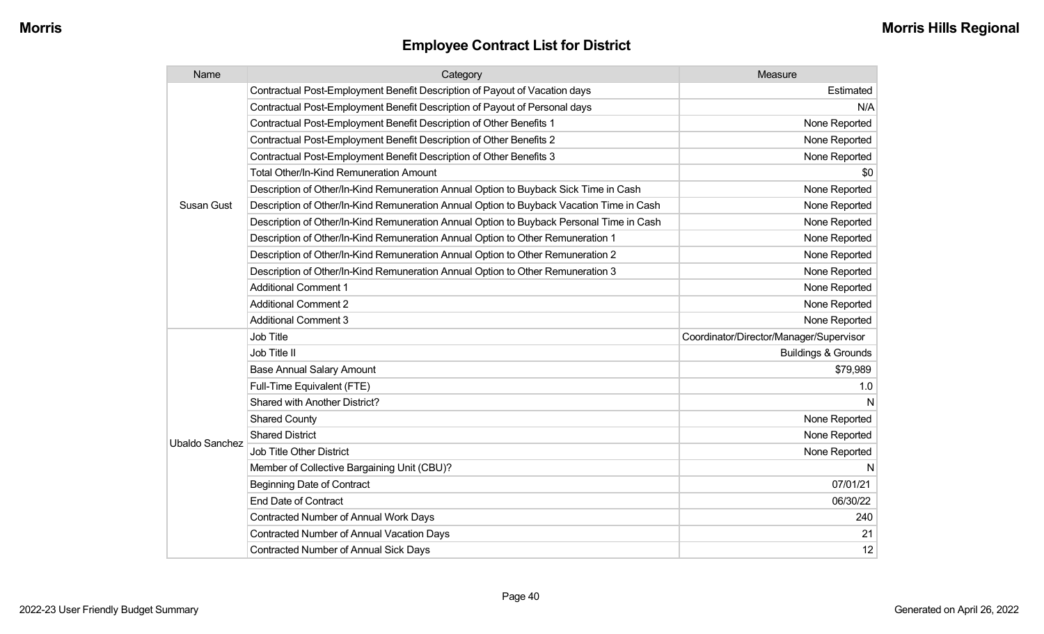## Employee Contract List for District

| Name | Category | Measure |
|---|---|---|
| Susan Gust | Contractual Post-Employment Benefit Description of Payout of Vacation days | Estimated |
| | Contractual Post-Employment Benefit Description of Payout of Personal days | N/A |
| | Contractual Post-Employment Benefit Description of Other Benefits 1 | None Reported |
| | Contractual Post-Employment Benefit Description of Other Benefits 2 | None Reported |
| | Contractual Post-Employment Benefit Description of Other Benefits 3 | None Reported |
| | Total Other/In-Kind Remuneration Amount | $0 |
| | Description of Other/In-Kind Remuneration Annual Option to Buyback Sick Time in Cash | None Reported |
| | Description of Other/In-Kind Remuneration Annual Option to Buyback Vacation Time in Cash | None Reported |
| | Description of Other/In-Kind Remuneration Annual Option to Buyback Personal Time in Cash | None Reported |
| | Description of Other/In-Kind Remuneration Annual Option to Other Remuneration 1 | None Reported |
| | Description of Other/In-Kind Remuneration Annual Option to Other Remuneration 2 | None Reported |
| | Description of Other/In-Kind Remuneration Annual Option to Other Remuneration 3 | None Reported |
| | Additional Comment 1 | None Reported |
| | Additional Comment 2 | None Reported |
| | Additional Comment 3 | None Reported |
| Ubaldo Sanchez | Job Title | Coordinator/Director/Manager/Supervisor |
| | Job Title II | Buildings & Grounds |
| | Base Annual Salary Amount | $79,989 |
| | Full-Time Equivalent (FTE) | 1.0 |
| | Shared with Another District? | N |
| | Shared County | None Reported |
| | Shared District | None Reported |
| | Job Title Other District | None Reported |
| | Member of Collective Bargaining Unit (CBU)? | N |
| | Beginning Date of Contract | 07/01/21 |
| | End Date of Contract | 06/30/22 |
| | Contracted Number of Annual Work Days | 240 |
| | Contracted Number of Annual Vacation Days | 21 |
| | Contracted Number of Annual Sick Days | 12 |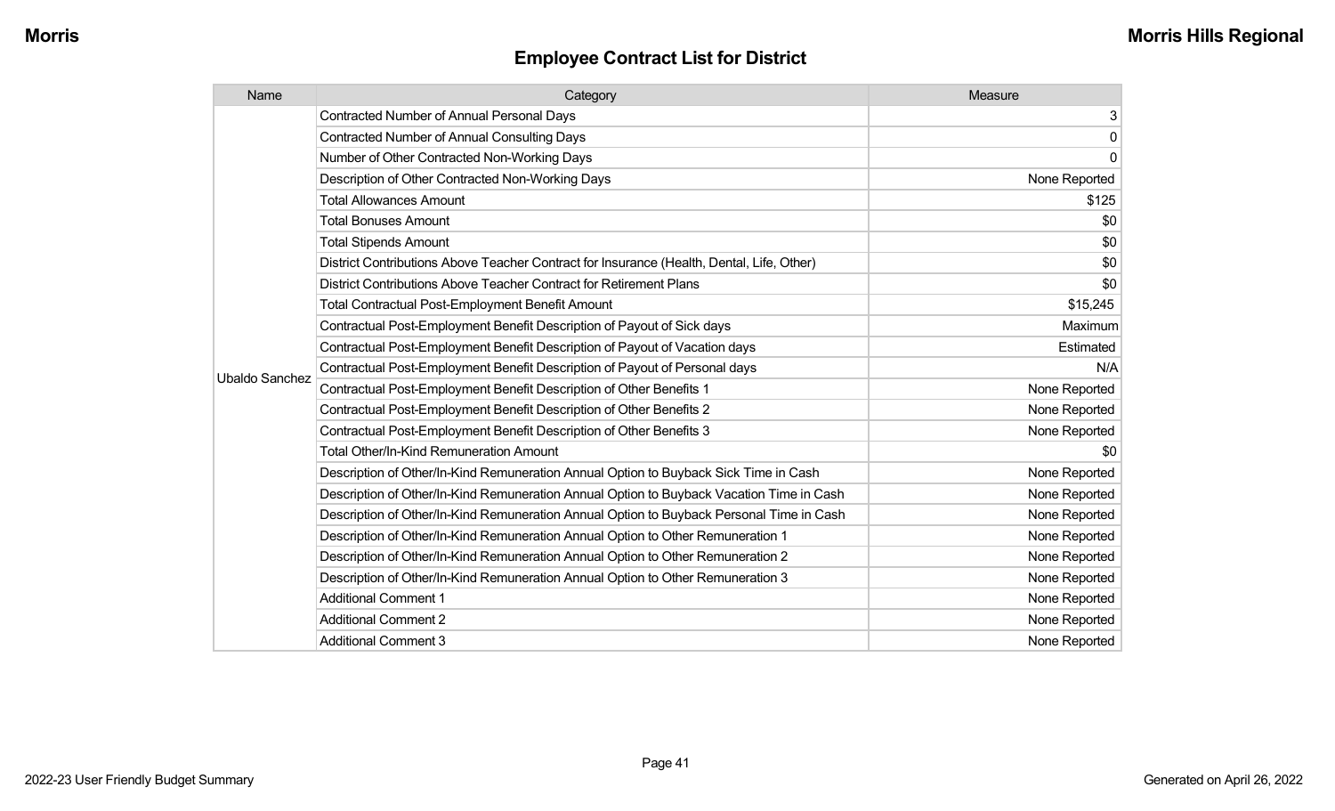## Employee Contract List for District

| Name | Category | Measure |
|---|---|---|
| Ubaldo Sanchez | Contracted Number of Annual Personal Days | 3 |
| | Contracted Number of Annual Consulting Days | 0 |
| | Number of Other Contracted Non-Working Days | 0 |
| | Description of Other Contracted Non-Working Days | None Reported |
| | Total Allowances Amount | $125 |
| | Total Bonuses Amount | $0 |
| | Total Stipends Amount | $0 |
| | District Contributions Above Teacher Contract for Insurance (Health, Dental, Life, Other) | $0 |
| | District Contributions Above Teacher Contract for Retirement Plans | $0 |
| | Total Contractual Post-Employment Benefit Amount | $15,245 |
| | Contractual Post-Employment Benefit Description of Payout of Sick days | Maximum |
| | Contractual Post-Employment Benefit Description of Payout of Vacation days | Estimated |
| | Contractual Post-Employment Benefit Description of Payout of Personal days | N/A |
| | Contractual Post-Employment Benefit Description of Other Benefits 1 | None Reported |
| | Contractual Post-Employment Benefit Description of Other Benefits 2 | None Reported |
| | Contractual Post-Employment Benefit Description of Other Benefits 3 | None Reported |
| | Total Other/In-Kind Remuneration Amount | $0 |
| | Description of Other/In-Kind Remuneration Annual Option to Buyback Sick Time in Cash | None Reported |
| | Description of Other/In-Kind Remuneration Annual Option to Buyback Vacation Time in Cash | None Reported |
| | Description of Other/In-Kind Remuneration Annual Option to Buyback Personal Time in Cash | None Reported |
| | Description of Other/In-Kind Remuneration Annual Option to Other Remuneration 1 | None Reported |
| | Description of Other/In-Kind Remuneration Annual Option to Other Remuneration 2 | None Reported |
| | Description of Other/In-Kind Remuneration Annual Option to Other Remuneration 3 | None Reported |
| | Additional Comment 1 | None Reported |
| | Additional Comment 2 | None Reported |
| | Additional Comment 3 | None Reported |